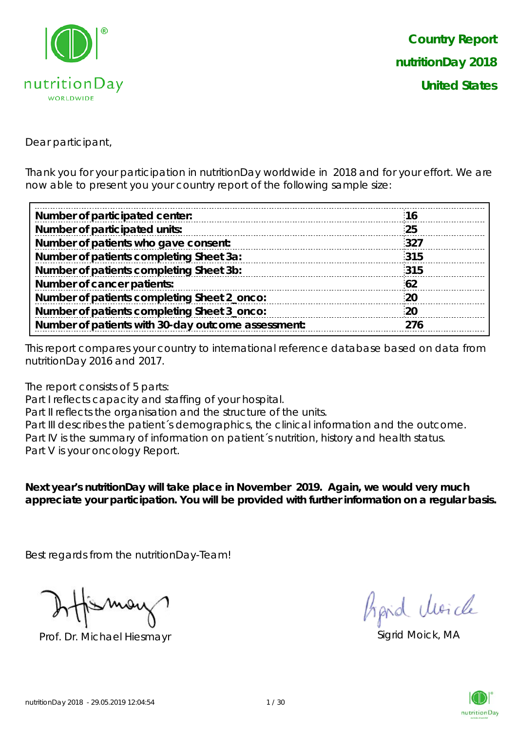**Country Report**

**nutritionDay 2018**

**United States**

Dear participant,

Thank you for your participation in nutritionDay worldwide in 2018 and for your effort. We are now able to present you your country report of the following sample size:

| | |
|---|---|
| **Number of participated center:** | **16** |
| **Number of participated units:** | **25** |
| **Number of patients who gave consent:** | **327** |
| **Number of patients completing Sheet 3a:** | **315** |
| **Number of patients completing Sheet 3b:** | **315** |
| **Number of cancer patients:** | **62** |
| **Number of patients completing Sheet 2_onco:** | **20** |
| **Number of patients completing Sheet 3_onco:** | **20** |
| **Number of patients with 30-day outcome assessment:** | **276** |

This report compares your country to international reference database based on data from nutritionDay 2016 and 2017.

The report consists of 5 parts:
Part I reflects capacity and staffing of your hospital.
Part II reflects the organisation and the structure of the units.
Part III describes the patient´s demographics, the clinical information and the outcome.
Part IV is the summary of information on patient´s nutrition, history and health status.
Part V is your oncology Report.

**Next year's nutritionDay will take place in November 2019. Again, we would very much appreciate your participation. You will be provided with further information on a regular basis.**

Best regards from the nutritionDay-Team!

Prof. Dr. Michael Hiesmayr

Sigrid Moick, MA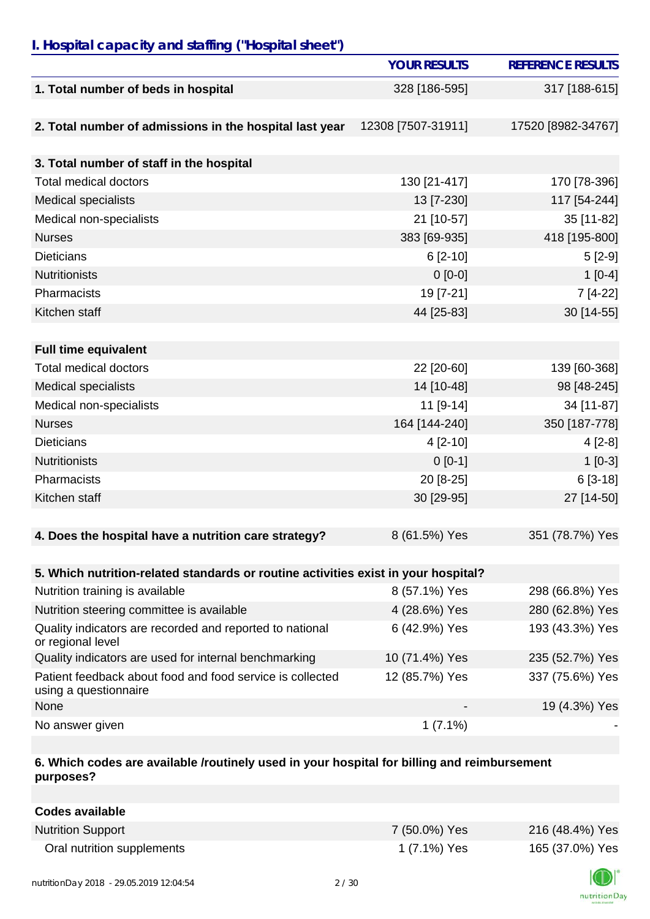## *I. Hospital capacity and staffing ("Hospital sheet")*

| | YOUR RESULTS | REFERENCE RESULTS |
|---|---|---|
| **1. Total number of beds in hospital** | 328 [186-595] | 317 [188-615] |
| **2. Total number of admissions in the hospital last year** | 12308 [7507-31911] | 17520 [8982-34767] |
| **3. Total number of staff in the hospital** | | |
| Total medical doctors | 130 [21-417] | 170 [78-396] |
| Medical specialists | 13 [7-230] | 117 [54-244] |
| Medical non-specialists | 21 [10-57] | 35 [11-82] |
| Nurses | 383 [69-935] | 418 [195-800] |
| Dieticians | 6 [2-10] | 5 [2-9] |
| Nutritionists | 0 [0-0] | 1 [0-4] |
| Pharmacists | 19 [7-21] | 7 [4-22] |
| Kitchen staff | 44 [25-83] | 30 [14-55] |
| **Full time equivalent** | | |
| Total medical doctors | 22 [20-60] | 139 [60-368] |
| Medical specialists | 14 [10-48] | 98 [48-245] |
| Medical non-specialists | 11 [9-14] | 34 [11-87] |
| Nurses | 164 [144-240] | 350 [187-778] |
| Dieticians | 4 [2-10] | 4 [2-8] |
| Nutritionists | 0 [0-1] | 1 [0-3] |
| Pharmacists | 20 [8-25] | 6 [3-18] |
| Kitchen staff | 30 [29-95] | 27 [14-50] |
| **4. Does the hospital have a nutrition care strategy?** | 8 (61.5%) Yes | 351 (78.7%) Yes |
| **5. Which nutrition-related standards or routine activities exist in your hospital?** | | |
| Nutrition training is available | 8 (57.1%) Yes | 298 (66.8%) Yes |
| Nutrition steering committee is available | 4 (28.6%) Yes | 280 (62.8%) Yes |
| Quality indicators are recorded and reported to national or regional level | 6 (42.9%) Yes | 193 (43.3%) Yes |
| Quality indicators are used for internal benchmarking | 10 (71.4%) Yes | 235 (52.7%) Yes |
| Patient feedback about food and food service is collected using a questionnaire | 12 (85.7%) Yes | 337 (75.6%) Yes |
| None | - | 19 (4.3%) Yes |
| No answer given | 1 (7.1%) | - |
| **6. Which codes are available /routinely used in your hospital for billing and reimbursement purposes?** | | |
| **Codes available** | | |
| Nutrition Support | 7 (50.0%) Yes | 216 (48.4%) Yes |
| Oral nutrition supplements | 1 (7.1%) Yes | 165 (37.0%) Yes |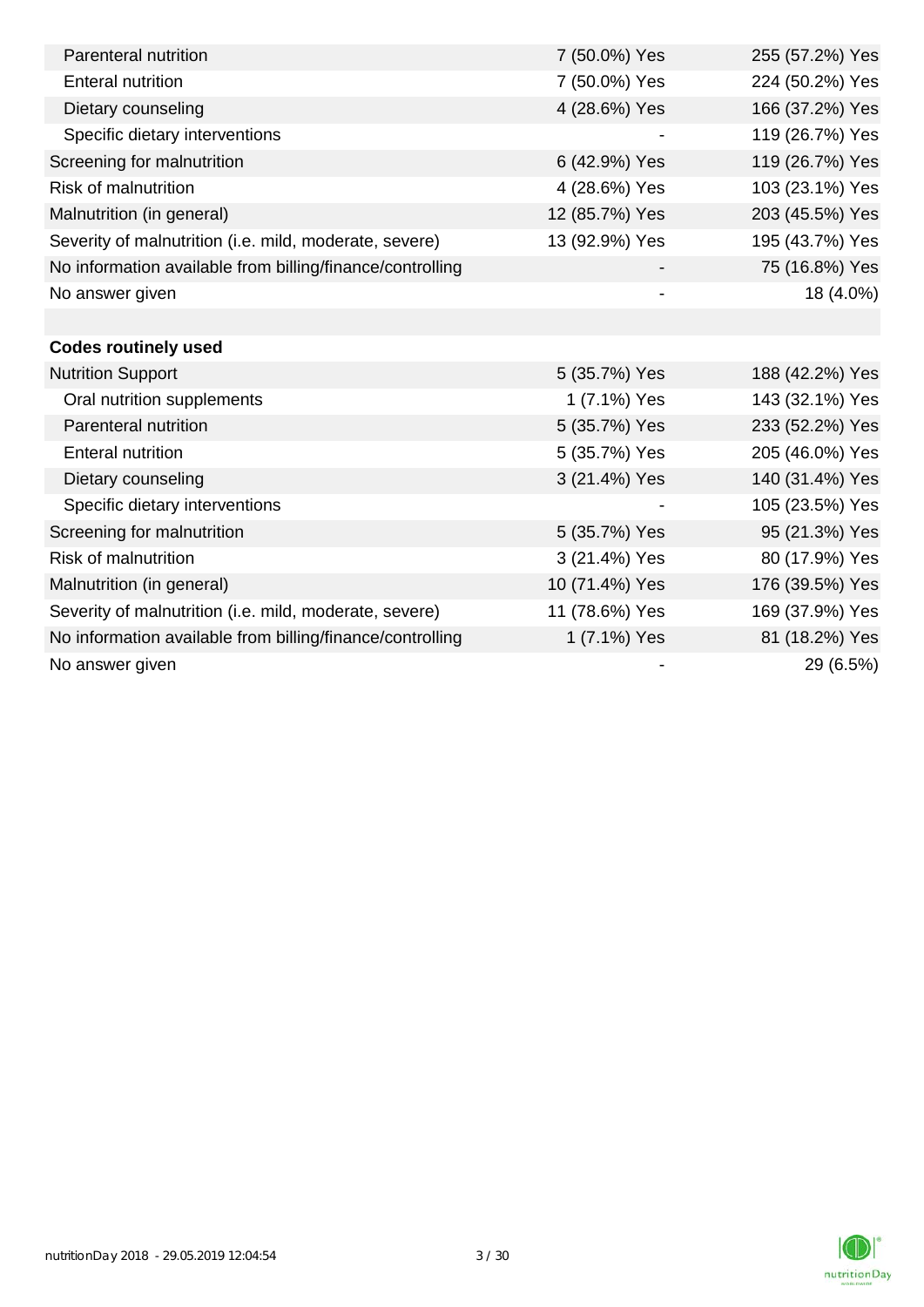| | | |
|---|---|---|
| Parenteral nutrition | 7 (50.0%) Yes | 255 (57.2%) Yes |
| Enteral nutrition | 7 (50.0%) Yes | 224 (50.2%) Yes |
| Dietary counseling | 4 (28.6%) Yes | 166 (37.2%) Yes |
| Specific dietary interventions | - | 119 (26.7%) Yes |
| Screening for malnutrition | 6 (42.9%) Yes | 119 (26.7%) Yes |
| Risk of malnutrition | 4 (28.6%) Yes | 103 (23.1%) Yes |
| Malnutrition (in general) | 12 (85.7%) Yes | 203 (45.5%) Yes |
| Severity of malnutrition (i.e. mild, moderate, severe) | 13 (92.9%) Yes | 195 (43.7%) Yes |
| No information available from billing/finance/controlling | - | 75 (16.8%) Yes |
| No answer given | - | 18 (4.0%) |
| | | |
| **Codes routinely used** | | |
| Nutrition Support | 5 (35.7%) Yes | 188 (42.2%) Yes |
| Oral nutrition supplements | 1 (7.1%) Yes | 143 (32.1%) Yes |
| Parenteral nutrition | 5 (35.7%) Yes | 233 (52.2%) Yes |
| Enteral nutrition | 5 (35.7%) Yes | 205 (46.0%) Yes |
| Dietary counseling | 3 (21.4%) Yes | 140 (31.4%) Yes |
| Specific dietary interventions | - | 105 (23.5%) Yes |
| Screening for malnutrition | 5 (35.7%) Yes | 95 (21.3%) Yes |
| Risk of malnutrition | 3 (21.4%) Yes | 80 (17.9%) Yes |
| Malnutrition (in general) | 10 (71.4%) Yes | 176 (39.5%) Yes |
| Severity of malnutrition (i.e. mild, moderate, severe) | 11 (78.6%) Yes | 169 (37.9%) Yes |
| No information available from billing/finance/controlling | 1 (7.1%) Yes | 81 (18.2%) Yes |
| No answer given | - | 29 (6.5%) |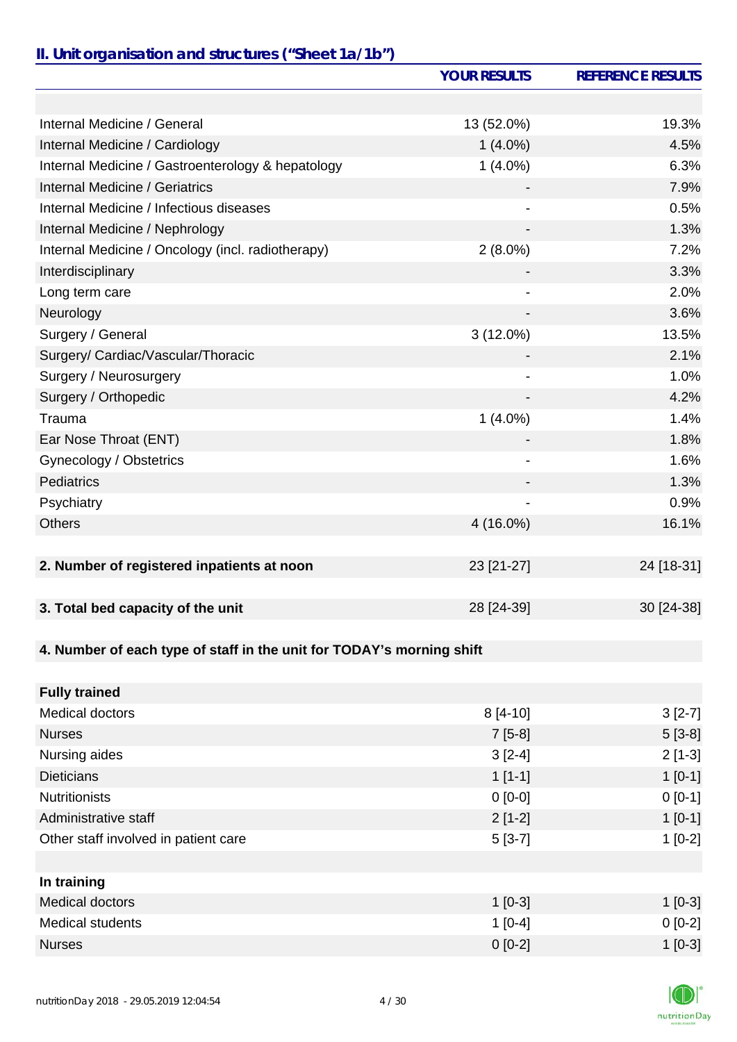## II. Unit organisation and structures ("Sheet 1a/1b")

| | YOUR RESULTS | REFERENCE RESULTS |
|---|---|---|
| | | |
| Internal Medicine / General | 13 (52.0%) | 19.3% |
| Internal Medicine / Cardiology | 1 (4.0%) | 4.5% |
| Internal Medicine / Gastroenterology & hepatology | 1 (4.0%) | 6.3% |
| Internal Medicine / Geriatrics | - | 7.9% |
| Internal Medicine / Infectious diseases | - | 0.5% |
| Internal Medicine / Nephrology | - | 1.3% |
| Internal Medicine / Oncology (incl. radiotherapy) | 2 (8.0%) | 7.2% |
| Interdisciplinary | - | 3.3% |
| Long term care | - | 2.0% |
| Neurology | - | 3.6% |
| Surgery / General | 3 (12.0%) | 13.5% |
| Surgery/ Cardiac/Vascular/Thoracic | - | 2.1% |
| Surgery / Neurosurgery | - | 1.0% |
| Surgery / Orthopedic | - | 4.2% |
| Trauma | 1 (4.0%) | 1.4% |
| Ear Nose Throat (ENT) | - | 1.8% |
| Gynecology / Obstetrics | - | 1.6% |
| Pediatrics | - | 1.3% |
| Psychiatry | - | 0.9% |
| Others | 4 (16.0%) | 16.1% |
| | | |
| **2. Number of registered inpatients at noon** | 23 [21-27] | 24 [18-31] |
| | | |
| **3. Total bed capacity of the unit** | 28 [24-39] | 30 [24-38] |
| | | |
| **4. Number of each type of staff in the unit for TODAY's morning shift** | | |
| | | |
| **Fully trained** | | |
| Medical doctors | 8 [4-10] | 3 [2-7] |
| Nurses | 7 [5-8] | 5 [3-8] |
| Nursing aides | 3 [2-4] | 2 [1-3] |
| Dieticians | 1 [1-1] | 1 [0-1] |
| Nutritionists | 0 [0-0] | 0 [0-1] |
| Administrative staff | 2 [1-2] | 1 [0-1] |
| Other staff involved in patient care | 5 [3-7] | 1 [0-2] |
| | | |
| **In training** | | |
| Medical doctors | 1 [0-3] | 1 [0-3] |
| Medical students | 1 [0-4] | 0 [0-2] |
| Nurses | 0 [0-2] | 1 [0-3] |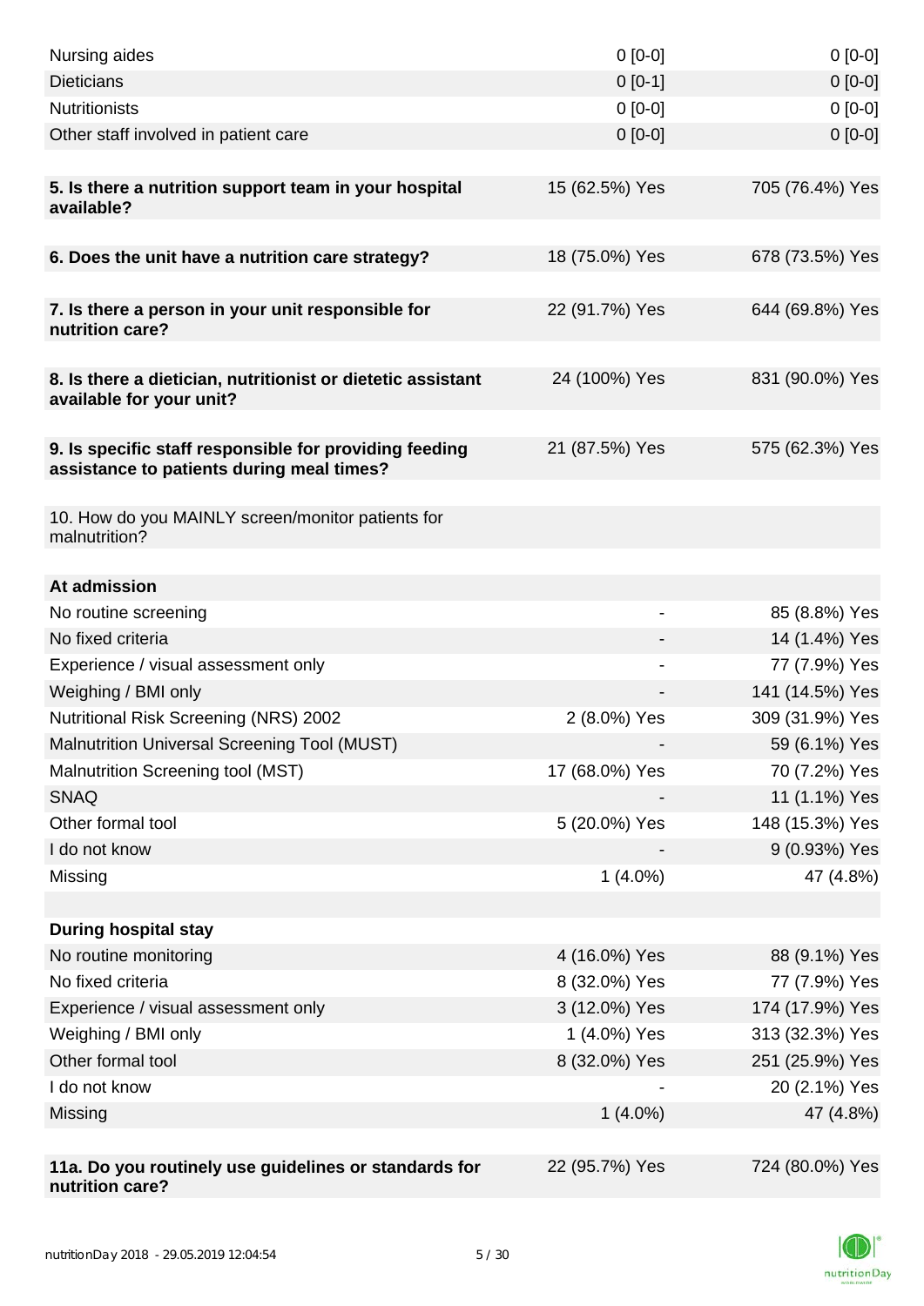| | | |
|---|---|---|
| Nursing aides | 0 [0-0] | 0 [0-0] |
| Dieticians | 0 [0-1] | 0 [0-0] |
| Nutritionists | 0 [0-0] | 0 [0-0] |
| Other staff involved in patient care | 0 [0-0] | 0 [0-0] |
| | | |
| **5. Is there a nutrition support team in your hospital available?** | 15 (62.5%) Yes | 705 (76.4%) Yes |
| | | |
| **6. Does the unit have a nutrition care strategy?** | 18 (75.0%) Yes | 678 (73.5%) Yes |
| | | |
| **7. Is there a person in your unit responsible for nutrition care?** | 22 (91.7%) Yes | 644 (69.8%) Yes |
| | | |
| **8. Is there a dietician, nutritionist or dietetic assistant available for your unit?** | 24 (100%) Yes | 831 (90.0%) Yes |
| | | |
| **9. Is specific staff responsible for providing feeding assistance to patients during meal times?** | 21 (87.5%) Yes | 575 (62.3%) Yes |
| | | |
| 10. How do you MAINLY screen/monitor patients for malnutrition? | | |
| | | |
| **At admission** | | |
| No routine screening | - | 85 (8.8%) Yes |
| No fixed criteria | - | 14 (1.4%) Yes |
| Experience / visual assessment only | - | 77 (7.9%) Yes |
| Weighing / BMI only | - | 141 (14.5%) Yes |
| Nutritional Risk Screening (NRS) 2002 | 2 (8.0%) Yes | 309 (31.9%) Yes |
| Malnutrition Universal Screening Tool (MUST) | - | 59 (6.1%) Yes |
| Malnutrition Screening tool (MST) | 17 (68.0%) Yes | 70 (7.2%) Yes |
| SNAQ | - | 11 (1.1%) Yes |
| Other formal tool | 5 (20.0%) Yes | 148 (15.3%) Yes |
| I do not know | - | 9 (0.93%) Yes |
| Missing | 1 (4.0%) | 47 (4.8%) |
| | | |
| **During hospital stay** | | |
| No routine monitoring | 4 (16.0%) Yes | 88 (9.1%) Yes |
| No fixed criteria | 8 (32.0%) Yes | 77 (7.9%) Yes |
| Experience / visual assessment only | 3 (12.0%) Yes | 174 (17.9%) Yes |
| Weighing / BMI only | 1 (4.0%) Yes | 313 (32.3%) Yes |
| Other formal tool | 8 (32.0%) Yes | 251 (25.9%) Yes |
| I do not know | - | 20 (2.1%) Yes |
| Missing | 1 (4.0%) | 47 (4.8%) |
| | | |
| **11a. Do you routinely use guidelines or standards for nutrition care?** | 22 (95.7%) Yes | 724 (80.0%) Yes |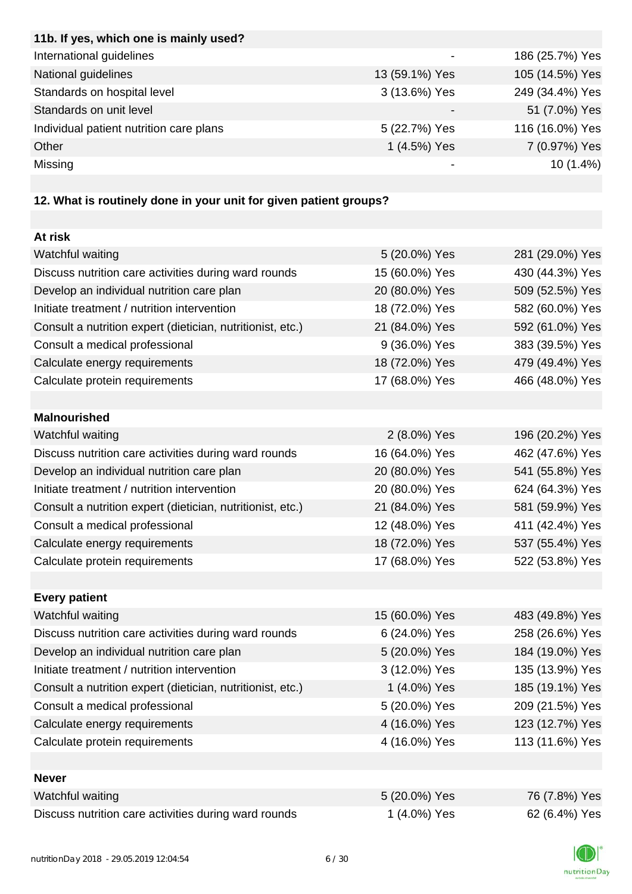| 11b. If yes, which one is mainly used? | | |
|---|---|---|
| International guidelines | - | 186 (25.7%) Yes |
| National guidelines | 13 (59.1%) Yes | 105 (14.5%) Yes |
| Standards on hospital level | 3 (13.6%) Yes | 249 (34.4%) Yes |
| Standards on unit level | - | 51 (7.0%) Yes |
| Individual patient nutrition care plans | 5 (22.7%) Yes | 116 (16.0%) Yes |
| Other | 1 (4.5%) Yes | 7 (0.97%) Yes |
| Missing | - | 10 (1.4%) |

**12. What is routinely done in your unit for given patient groups?**

| At risk | | |
|---|---|---|
| Watchful waiting | 5 (20.0%) Yes | 281 (29.0%) Yes |
| Discuss nutrition care activities during ward rounds | 15 (60.0%) Yes | 430 (44.3%) Yes |
| Develop an individual nutrition care plan | 20 (80.0%) Yes | 509 (52.5%) Yes |
| Initiate treatment / nutrition intervention | 18 (72.0%) Yes | 582 (60.0%) Yes |
| Consult a nutrition expert (dietician, nutritionist, etc.) | 21 (84.0%) Yes | 592 (61.0%) Yes |
| Consult a medical professional | 9 (36.0%) Yes | 383 (39.5%) Yes |
| Calculate energy requirements | 18 (72.0%) Yes | 479 (49.4%) Yes |
| Calculate protein requirements | 17 (68.0%) Yes | 466 (48.0%) Yes |

| Malnourished | | |
|---|---|---|
| Watchful waiting | 2 (8.0%) Yes | 196 (20.2%) Yes |
| Discuss nutrition care activities during ward rounds | 16 (64.0%) Yes | 462 (47.6%) Yes |
| Develop an individual nutrition care plan | 20 (80.0%) Yes | 541 (55.8%) Yes |
| Initiate treatment / nutrition intervention | 20 (80.0%) Yes | 624 (64.3%) Yes |
| Consult a nutrition expert (dietician, nutritionist, etc.) | 21 (84.0%) Yes | 581 (59.9%) Yes |
| Consult a medical professional | 12 (48.0%) Yes | 411 (42.4%) Yes |
| Calculate energy requirements | 18 (72.0%) Yes | 537 (55.4%) Yes |
| Calculate protein requirements | 17 (68.0%) Yes | 522 (53.8%) Yes |

| Every patient | | |
|---|---|---|
| Watchful waiting | 15 (60.0%) Yes | 483 (49.8%) Yes |
| Discuss nutrition care activities during ward rounds | 6 (24.0%) Yes | 258 (26.6%) Yes |
| Develop an individual nutrition care plan | 5 (20.0%) Yes | 184 (19.0%) Yes |
| Initiate treatment / nutrition intervention | 3 (12.0%) Yes | 135 (13.9%) Yes |
| Consult a nutrition expert (dietician, nutritionist, etc.) | 1 (4.0%) Yes | 185 (19.1%) Yes |
| Consult a medical professional | 5 (20.0%) Yes | 209 (21.5%) Yes |
| Calculate energy requirements | 4 (16.0%) Yes | 123 (12.7%) Yes |
| Calculate protein requirements | 4 (16.0%) Yes | 113 (11.6%) Yes |

| Never | | |
|---|---|---|
| Watchful waiting | 5 (20.0%) Yes | 76 (7.8%) Yes |
| Discuss nutrition care activities during ward rounds | 1 (4.0%) Yes | 62 (6.4%) Yes |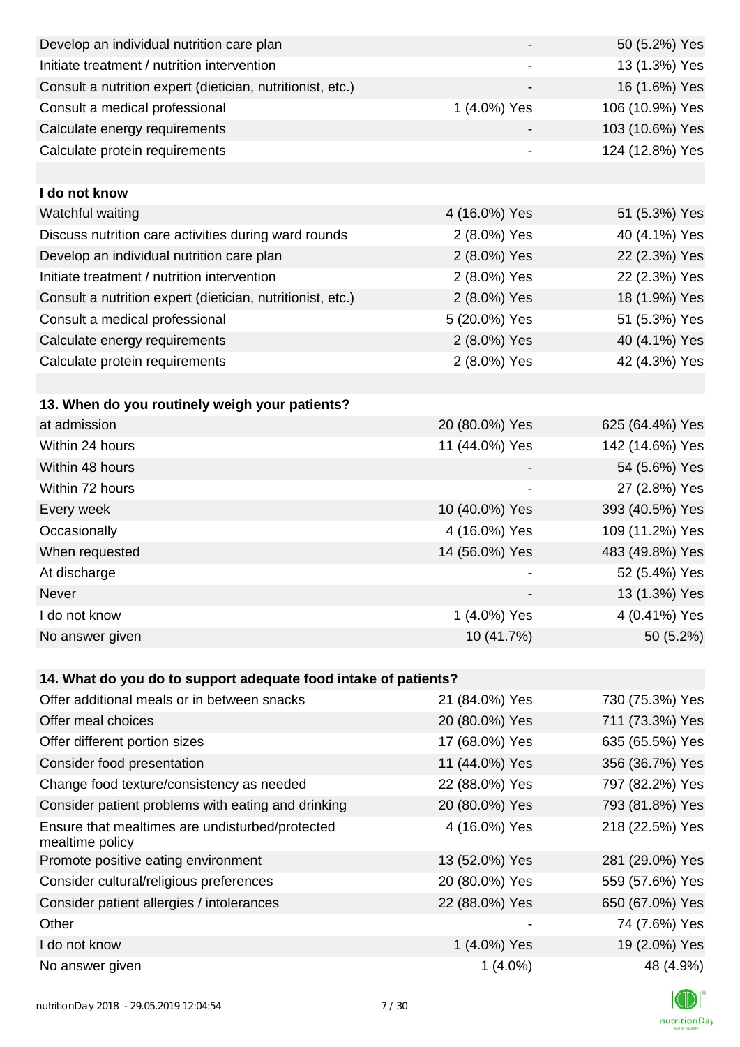| | | |
|---|---|---|
| Develop an individual nutrition care plan | - | 50 (5.2%) Yes |
| Initiate treatment / nutrition intervention | - | 13 (1.3%) Yes |
| Consult a nutrition expert (dietician, nutritionist, etc.) | - | 16 (1.6%) Yes |
| Consult a medical professional | 1 (4.0%) Yes | 106 (10.9%) Yes |
| Calculate energy requirements | - | 103 (10.6%) Yes |
| Calculate protein requirements | - | 124 (12.8%) Yes |
| | | |
| **I do not know** | | |
| Watchful waiting | 4 (16.0%) Yes | 51 (5.3%) Yes |
| Discuss nutrition care activities during ward rounds | 2 (8.0%) Yes | 40 (4.1%) Yes |
| Develop an individual nutrition care plan | 2 (8.0%) Yes | 22 (2.3%) Yes |
| Initiate treatment / nutrition intervention | 2 (8.0%) Yes | 22 (2.3%) Yes |
| Consult a nutrition expert (dietician, nutritionist, etc.) | 2 (8.0%) Yes | 18 (1.9%) Yes |
| Consult a medical professional | 5 (20.0%) Yes | 51 (5.3%) Yes |
| Calculate energy requirements | 2 (8.0%) Yes | 40 (4.1%) Yes |
| Calculate protein requirements | 2 (8.0%) Yes | 42 (4.3%) Yes |

| **13. When do you routinely weigh your patients?** | | |
|---|---|---|
| at admission | 20 (80.0%) Yes | 625 (64.4%) Yes |
| Within 24 hours | 11 (44.0%) Yes | 142 (14.6%) Yes |
| Within 48 hours | - | 54 (5.6%) Yes |
| Within 72 hours | - | 27 (2.8%) Yes |
| Every week | 10 (40.0%) Yes | 393 (40.5%) Yes |
| Occasionally | 4 (16.0%) Yes | 109 (11.2%) Yes |
| When requested | 14 (56.0%) Yes | 483 (49.8%) Yes |
| At discharge | - | 52 (5.4%) Yes |
| Never | - | 13 (1.3%) Yes |
| I do not know | 1 (4.0%) Yes | 4 (0.41%) Yes |
| No answer given | 10 (41.7%) | 50 (5.2%) |

| **14. What do you do to support adequate food intake of patients?** | | |
|---|---|---|
| Offer additional meals or in between snacks | 21 (84.0%) Yes | 730 (75.3%) Yes |
| Offer meal choices | 20 (80.0%) Yes | 711 (73.3%) Yes |
| Offer different portion sizes | 17 (68.0%) Yes | 635 (65.5%) Yes |
| Consider food presentation | 11 (44.0%) Yes | 356 (36.7%) Yes |
| Change food texture/consistency as needed | 22 (88.0%) Yes | 797 (82.2%) Yes |
| Consider patient problems with eating and drinking | 20 (80.0%) Yes | 793 (81.8%) Yes |
| Ensure that mealtimes are undisturbed/protected mealtime policy | 4 (16.0%) Yes | 218 (22.5%) Yes |
| Promote positive eating environment | 13 (52.0%) Yes | 281 (29.0%) Yes |
| Consider cultural/religious preferences | 20 (80.0%) Yes | 559 (57.6%) Yes |
| Consider patient allergies / intolerances | 22 (88.0%) Yes | 650 (67.0%) Yes |
| Other | - | 74 (7.6%) Yes |
| I do not know | 1 (4.0%) Yes | 19 (2.0%) Yes |
| No answer given | 1 (4.0%) | 48 (4.9%) |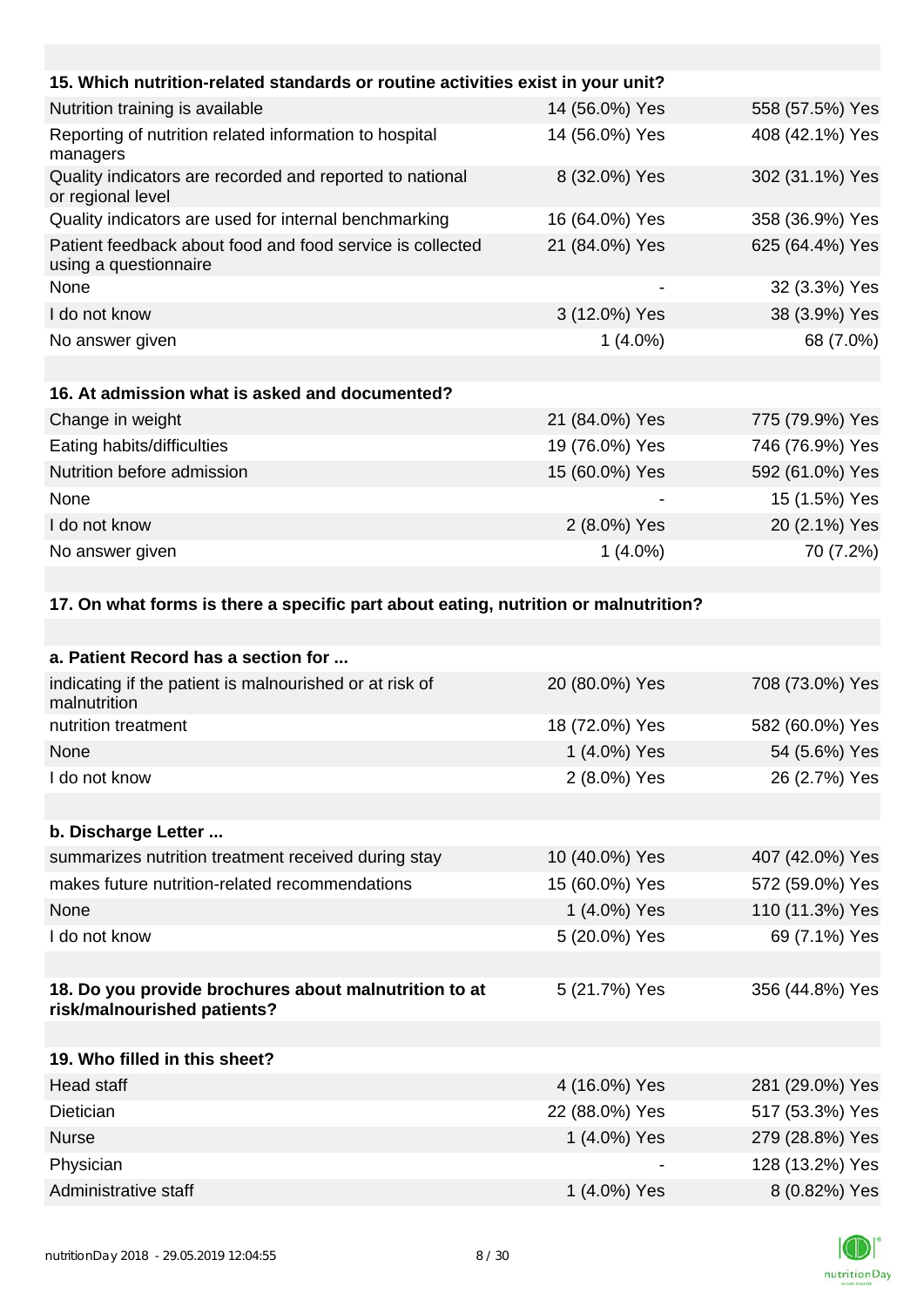| 15. Which nutrition-related standards or routine activities exist in your unit? | | |
|---|---|---|
| Nutrition training is available | 14 (56.0%) Yes | 558 (57.5%) Yes |
| Reporting of nutrition related information to hospital managers | 14 (56.0%) Yes | 408 (42.1%) Yes |
| Quality indicators are recorded and reported to national or regional level | 8 (32.0%) Yes | 302 (31.1%) Yes |
| Quality indicators are used for internal benchmarking | 16 (64.0%) Yes | 358 (36.9%) Yes |
| Patient feedback about food and food service is collected using a questionnaire | 21 (84.0%) Yes | 625 (64.4%) Yes |
| None | - | 32 (3.3%) Yes |
| I do not know | 3 (12.0%) Yes | 38 (3.9%) Yes |
| No answer given | 1 (4.0%) | 68 (7.0%) |

| 16. At admission what is asked and documented? | | |
|---|---|---|
| Change in weight | 21 (84.0%) Yes | 775 (79.9%) Yes |
| Eating habits/difficulties | 19 (76.0%) Yes | 746 (76.9%) Yes |
| Nutrition before admission | 15 (60.0%) Yes | 592 (61.0%) Yes |
| None | - | 15 (1.5%) Yes |
| I do not know | 2 (8.0%) Yes | 20 (2.1%) Yes |
| No answer given | 1 (4.0%) | 70 (7.2%) |

**17. On what forms is there a specific part about eating, nutrition or malnutrition?**

| a. Patient Record has a section for ... | | |
|---|---|---|
| indicating if the patient is malnourished or at risk of malnutrition | 20 (80.0%) Yes | 708 (73.0%) Yes |
| nutrition treatment | 18 (72.0%) Yes | 582 (60.0%) Yes |
| None | 1 (4.0%) Yes | 54 (5.6%) Yes |
| I do not know | 2 (8.0%) Yes | 26 (2.7%) Yes |

| b. Discharge Letter ... | | |
|---|---|---|
| summarizes nutrition treatment received during stay | 10 (40.0%) Yes | 407 (42.0%) Yes |
| makes future nutrition-related recommendations | 15 (60.0%) Yes | 572 (59.0%) Yes |
| None | 1 (4.0%) Yes | 110 (11.3%) Yes |
| I do not know | 5 (20.0%) Yes | 69 (7.1%) Yes |

| 18. Do you provide brochures about malnutrition to at risk/malnourished patients? | 5 (21.7%) Yes | 356 (44.8%) Yes |
|---|---|---|

| 19. Who filled in this sheet? | | |
|---|---|---|
| Head staff | 4 (16.0%) Yes | 281 (29.0%) Yes |
| Dietician | 22 (88.0%) Yes | 517 (53.3%) Yes |
| Nurse | 1 (4.0%) Yes | 279 (28.8%) Yes |
| Physician | - | 128 (13.2%) Yes |
| Administrative staff | 1 (4.0%) Yes | 8 (0.82%) Yes |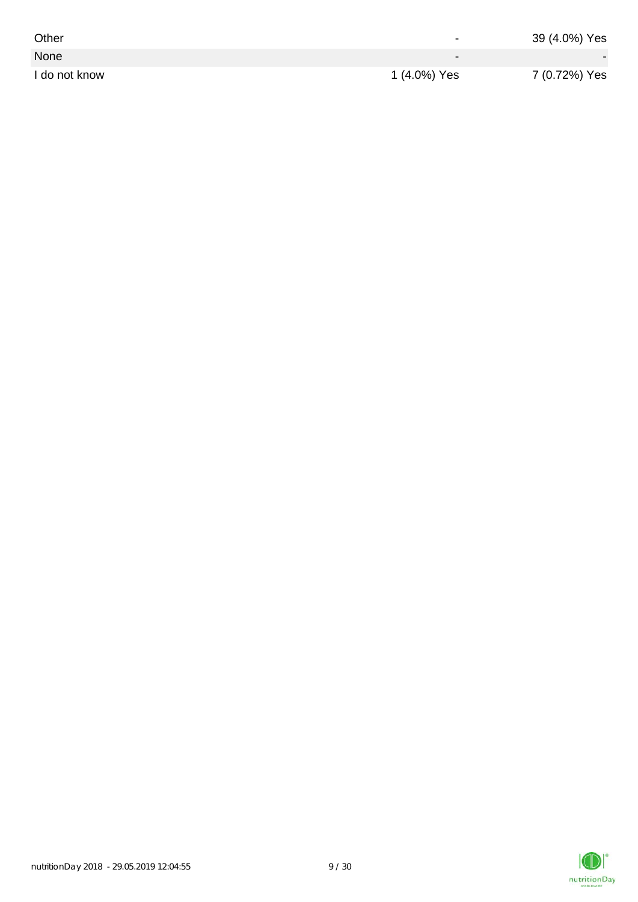| | | |
|---|---|---|
| Other | - | 39 (4.0%) Yes |
| None | - | - |
| I do not know | 1 (4.0%) Yes | 7 (0.72%) Yes |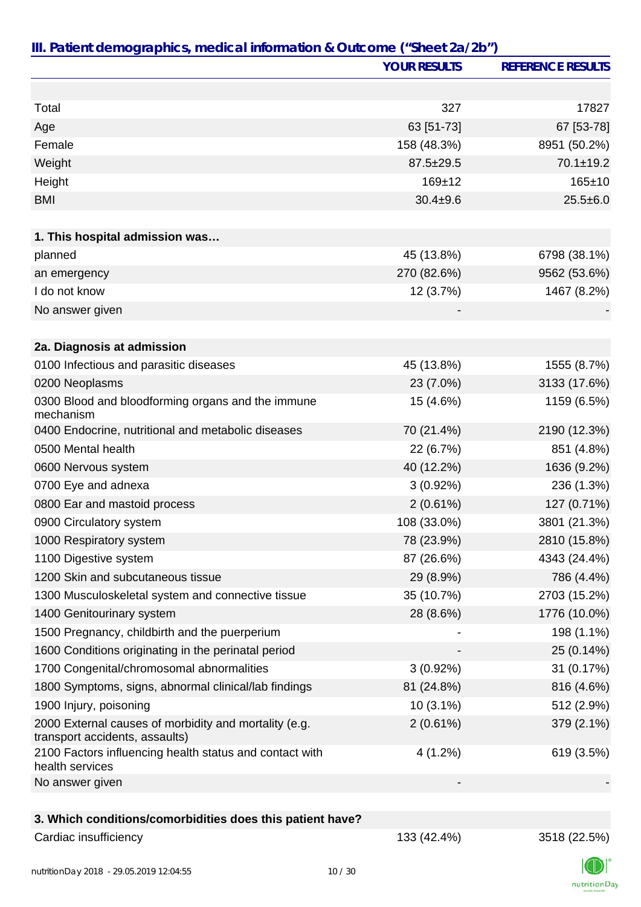## III. Patient demographics, medical information & Outcome ("Sheet 2a/2b")

| | YOUR RESULTS | REFERENCE RESULTS |
|---|---|---|
| Total | 327 | 17827 |
| Age | 63 [51-73] | 67 [53-78] |
| Female | 158 (48.3%) | 8951 (50.2%) |
| Weight | 87.5±29.5 | 70.1±19.2 |
| Height | 169±12 | 165±10 |
| BMI | 30.4±9.6 | 25.5±6.0 |
| **1. This hospital admission was…** | | |
| planned | 45 (13.8%) | 6798 (38.1%) |
| an emergency | 270 (82.6%) | 9562 (53.6%) |
| I do not know | 12 (3.7%) | 1467 (8.2%) |
| No answer given | - | - |
| **2a. Diagnosis at admission** | | |
| 0100 Infectious and parasitic diseases | 45 (13.8%) | 1555 (8.7%) |
| 0200 Neoplasms | 23 (7.0%) | 3133 (17.6%) |
| 0300 Blood and bloodforming organs and the immune mechanism | 15 (4.6%) | 1159 (6.5%) |
| 0400 Endocrine, nutritional and metabolic diseases | 70 (21.4%) | 2190 (12.3%) |
| 0500 Mental health | 22 (6.7%) | 851 (4.8%) |
| 0600 Nervous system | 40 (12.2%) | 1636 (9.2%) |
| 0700 Eye and adnexa | 3 (0.92%) | 236 (1.3%) |
| 0800 Ear and mastoid process | 2 (0.61%) | 127 (0.71%) |
| 0900 Circulatory system | 108 (33.0%) | 3801 (21.3%) |
| 1000 Respiratory system | 78 (23.9%) | 2810 (15.8%) |
| 1100 Digestive system | 87 (26.6%) | 4343 (24.4%) |
| 1200 Skin and subcutaneous tissue | 29 (8.9%) | 786 (4.4%) |
| 1300 Musculoskeletal system and connective tissue | 35 (10.7%) | 2703 (15.2%) |
| 1400 Genitourinary system | 28 (8.6%) | 1776 (10.0%) |
| 1500 Pregnancy, childbirth and the puerperium | - | 198 (1.1%) |
| 1600 Conditions originating in the perinatal period | - | 25 (0.14%) |
| 1700 Congenital/chromosomal abnormalities | 3 (0.92%) | 31 (0.17%) |
| 1800 Symptoms, signs, abnormal clinical/lab findings | 81 (24.8%) | 816 (4.6%) |
| 1900 Injury, poisoning | 10 (3.1%) | 512 (2.9%) |
| 2000 External causes of morbidity and mortality (e.g. transport accidents, assaults) | 2 (0.61%) | 379 (2.1%) |
| 2100 Factors influencing health status and contact with health services | 4 (1.2%) | 619 (3.5%) |
| No answer given | - | - |
| **3. Which conditions/comorbidities does this patient have?** | | |
| Cardiac insufficiency | 133 (42.4%) | 3518 (22.5%) |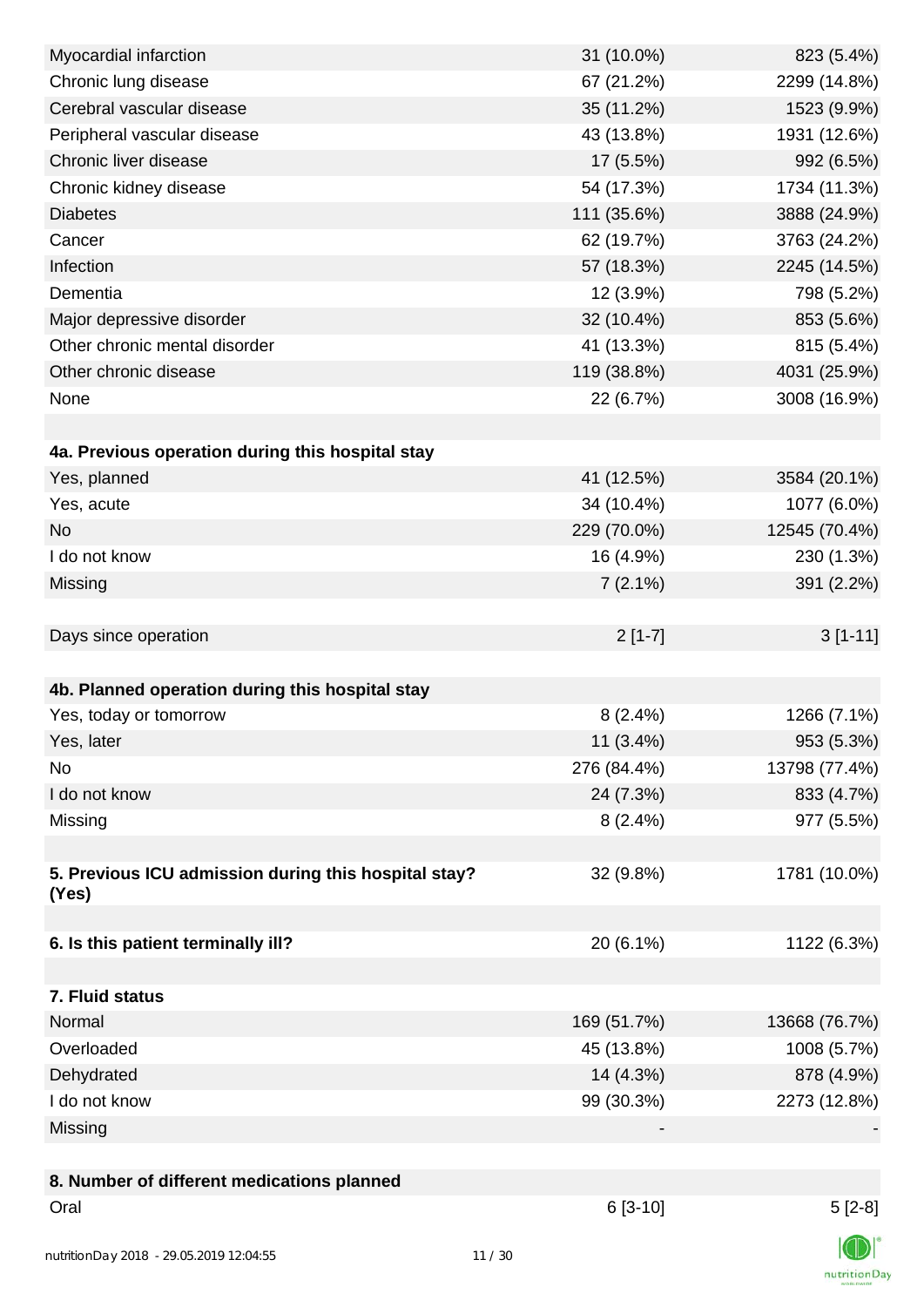| | | |
|---|---|---|
| Myocardial infarction | 31 (10.0%) | 823 (5.4%) |
| Chronic lung disease | 67 (21.2%) | 2299 (14.8%) |
| Cerebral vascular disease | 35 (11.2%) | 1523 (9.9%) |
| Peripheral vascular disease | 43 (13.8%) | 1931 (12.6%) |
| Chronic liver disease | 17 (5.5%) | 992 (6.5%) |
| Chronic kidney disease | 54 (17.3%) | 1734 (11.3%) |
| Diabetes | 111 (35.6%) | 3888 (24.9%) |
| Cancer | 62 (19.7%) | 3763 (24.2%) |
| Infection | 57 (18.3%) | 2245 (14.5%) |
| Dementia | 12 (3.9%) | 798 (5.2%) |
| Major depressive disorder | 32 (10.4%) | 853 (5.6%) |
| Other chronic mental disorder | 41 (13.3%) | 815 (5.4%) |
| Other chronic disease | 119 (38.8%) | 4031 (25.9%) |
| None | 22 (6.7%) | 3008 (16.9%) |
| | | |
| **4a. Previous operation during this hospital stay** | | |
| Yes, planned | 41 (12.5%) | 3584 (20.1%) |
| Yes, acute | 34 (10.4%) | 1077 (6.0%) |
| No | 229 (70.0%) | 12545 (70.4%) |
| I do not know | 16 (4.9%) | 230 (1.3%) |
| Missing | 7 (2.1%) | 391 (2.2%) |
| | | |
| Days since operation | 2 [1-7] | 3 [1-11] |
| | | |
| **4b. Planned operation during this hospital stay** | | |
| Yes, today or tomorrow | 8 (2.4%) | 1266 (7.1%) |
| Yes, later | 11 (3.4%) | 953 (5.3%) |
| No | 276 (84.4%) | 13798 (77.4%) |
| I do not know | 24 (7.3%) | 833 (4.7%) |
| Missing | 8 (2.4%) | 977 (5.5%) |
| | | |
| **5. Previous ICU admission during this hospital stay? (Yes)** | 32 (9.8%) | 1781 (10.0%) |
| | | |
| **6. Is this patient terminally ill?** | 20 (6.1%) | 1122 (6.3%) |
| | | |
| **7. Fluid status** | | |
| Normal | 169 (51.7%) | 13668 (76.7%) |
| Overloaded | 45 (13.8%) | 1008 (5.7%) |
| Dehydrated | 14 (4.3%) | 878 (4.9%) |
| I do not know | 99 (30.3%) | 2273 (12.8%) |
| Missing | - | - |
| | | |
| **8. Number of different medications planned** | | |
| Oral | 6 [3-10] | 5 [2-8] |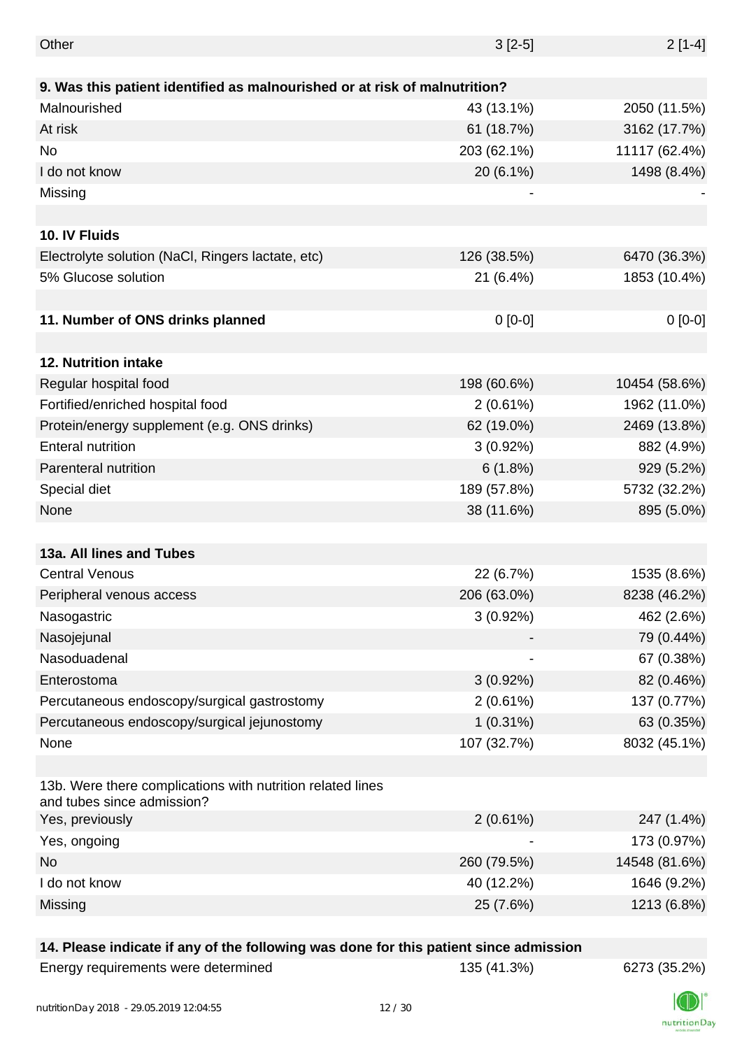| | | |
|---|---|---|
| Other | 3 [2-5] | 2 [1-4] |
| | | |
| **9. Was this patient identified as malnourished or at risk of malnutrition?** | | |
| Malnourished | 43 (13.1%) | 2050 (11.5%) |
| At risk | 61 (18.7%) | 3162 (17.7%) |
| No | 203 (62.1%) | 11117 (62.4%) |
| I do not know | 20 (6.1%) | 1498 (8.4%) |
| Missing | - | - |
| | | |
| **10. IV Fluids** | | |
| Electrolyte solution (NaCl, Ringers lactate, etc) | 126 (38.5%) | 6470 (36.3%) |
| 5% Glucose solution | 21 (6.4%) | 1853 (10.4%) |
| | | |
| **11. Number of ONS drinks planned** | 0 [0-0] | 0 [0-0] |
| | | |
| **12. Nutrition intake** | | |
| Regular hospital food | 198 (60.6%) | 10454 (58.6%) |
| Fortified/enriched hospital food | 2 (0.61%) | 1962 (11.0%) |
| Protein/energy supplement (e.g. ONS drinks) | 62 (19.0%) | 2469 (13.8%) |
| Enteral nutrition | 3 (0.92%) | 882 (4.9%) |
| Parenteral nutrition | 6 (1.8%) | 929 (5.2%) |
| Special diet | 189 (57.8%) | 5732 (32.2%) |
| None | 38 (11.6%) | 895 (5.0%) |
| | | |
| **13a. All lines and Tubes** | | |
| Central Venous | 22 (6.7%) | 1535 (8.6%) |
| Peripheral venous access | 206 (63.0%) | 8238 (46.2%) |
| Nasogastric | 3 (0.92%) | 462 (2.6%) |
| Nasojejunal | - | 79 (0.44%) |
| Nasoduadenal | - | 67 (0.38%) |
| Enterostoma | 3 (0.92%) | 82 (0.46%) |
| Percutaneous endoscopy/surgical gastrostomy | 2 (0.61%) | 137 (0.77%) |
| Percutaneous endoscopy/surgical jejunostomy | 1 (0.31%) | 63 (0.35%) |
| None | 107 (32.7%) | 8032 (45.1%) |
| | | |
| 13b. Were there complications with nutrition related lines and tubes since admission? | | |
| Yes, previously | 2 (0.61%) | 247 (1.4%) |
| Yes, ongoing | - | 173 (0.97%) |
| No | 260 (79.5%) | 14548 (81.6%) |
| I do not know | 40 (12.2%) | 1646 (9.2%) |
| Missing | 25 (7.6%) | 1213 (6.8%) |
| | | |
| **14. Please indicate if any of the following was done for this patient since admission** | | |
| Energy requirements were determined | 135 (41.3%) | 6273 (35.2%) |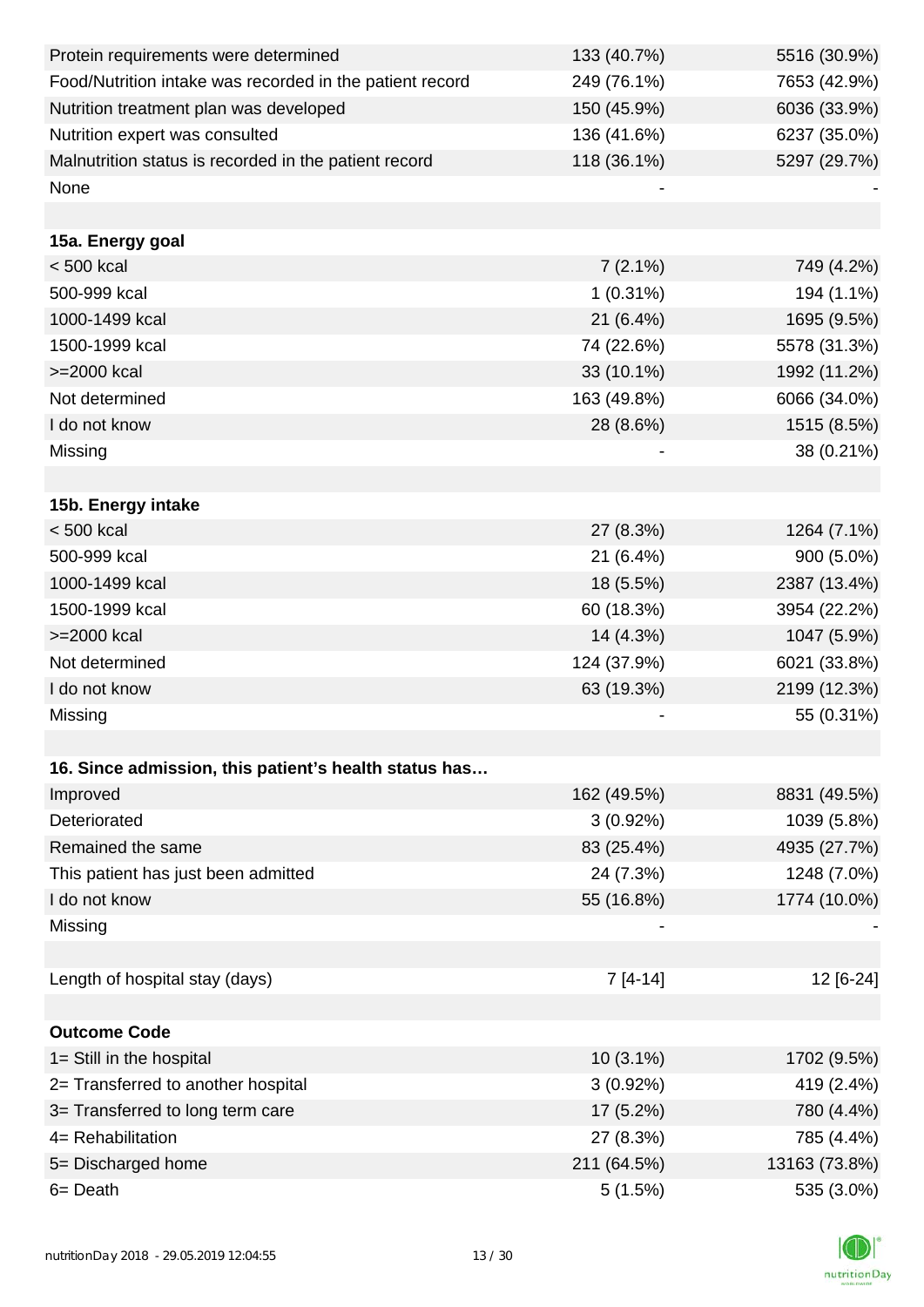| | | |
|---|---|---|
| Protein requirements were determined | 133 (40.7%) | 5516 (30.9%) |
| Food/Nutrition intake was recorded in the patient record | 249 (76.1%) | 7653 (42.9%) |
| Nutrition treatment plan was developed | 150 (45.9%) | 6036 (33.9%) |
| Nutrition expert was consulted | 136 (41.6%) | 6237 (35.0%) |
| Malnutrition status is recorded in the patient record | 118 (36.1%) | 5297 (29.7%) |
| None | - | - |
| | | |
| **15a. Energy goal** | | |
| < 500 kcal | 7 (2.1%) | 749 (4.2%) |
| 500-999 kcal | 1 (0.31%) | 194 (1.1%) |
| 1000-1499 kcal | 21 (6.4%) | 1695 (9.5%) |
| 1500-1999 kcal | 74 (22.6%) | 5578 (31.3%) |
| >=2000 kcal | 33 (10.1%) | 1992 (11.2%) |
| Not determined | 163 (49.8%) | 6066 (34.0%) |
| I do not know | 28 (8.6%) | 1515 (8.5%) |
| Missing | - | 38 (0.21%) |
| | | |
| **15b. Energy intake** | | |
| < 500 kcal | 27 (8.3%) | 1264 (7.1%) |
| 500-999 kcal | 21 (6.4%) | 900 (5.0%) |
| 1000-1499 kcal | 18 (5.5%) | 2387 (13.4%) |
| 1500-1999 kcal | 60 (18.3%) | 3954 (22.2%) |
| >=2000 kcal | 14 (4.3%) | 1047 (5.9%) |
| Not determined | 124 (37.9%) | 6021 (33.8%) |
| I do not know | 63 (19.3%) | 2199 (12.3%) |
| Missing | - | 55 (0.31%) |
| | | |
| **16. Since admission, this patient's health status has…** | | |
| Improved | 162 (49.5%) | 8831 (49.5%) |
| Deteriorated | 3 (0.92%) | 1039 (5.8%) |
| Remained the same | 83 (25.4%) | 4935 (27.7%) |
| This patient has just been admitted | 24 (7.3%) | 1248 (7.0%) |
| I do not know | 55 (16.8%) | 1774 (10.0%) |
| Missing | - | - |
| | | |
| Length of hospital stay (days) | 7 [4-14] | 12 [6-24] |
| | | |
| **Outcome Code** | | |
| 1= Still in the hospital | 10 (3.1%) | 1702 (9.5%) |
| 2= Transferred to another hospital | 3 (0.92%) | 419 (2.4%) |
| 3= Transferred to long term care | 17 (5.2%) | 780 (4.4%) |
| 4= Rehabilitation | 27 (8.3%) | 785 (4.4%) |
| 5= Discharged home | 211 (64.5%) | 13163 (73.8%) |
| 6= Death | 5 (1.5%) | 535 (3.0%) |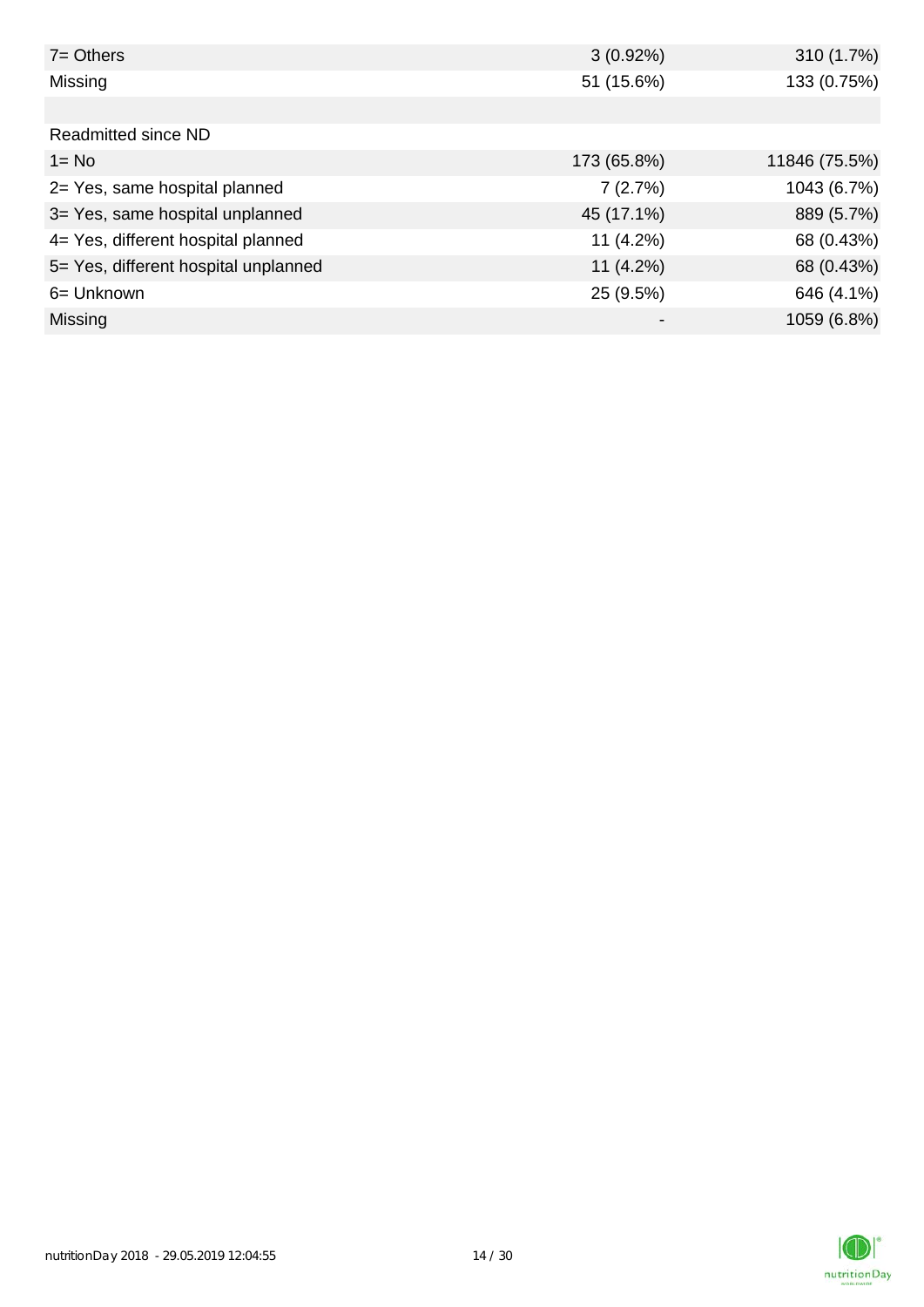| | | |
|---|---|---|
| 7= Others | 3 (0.92%) | 310 (1.7%) |
| Missing | 51 (15.6%) | 133 (0.75%) |
| | | |
| Readmitted since ND | | |
| 1= No | 173 (65.8%) | 11846 (75.5%) |
| 2= Yes, same hospital planned | 7 (2.7%) | 1043 (6.7%) |
| 3= Yes, same hospital unplanned | 45 (17.1%) | 889 (5.7%) |
| 4= Yes, different hospital planned | 11 (4.2%) | 68 (0.43%) |
| 5= Yes, different hospital unplanned | 11 (4.2%) | 68 (0.43%) |
| 6= Unknown | 25 (9.5%) | 646 (4.1%) |
| Missing | - | 1059 (6.8%) |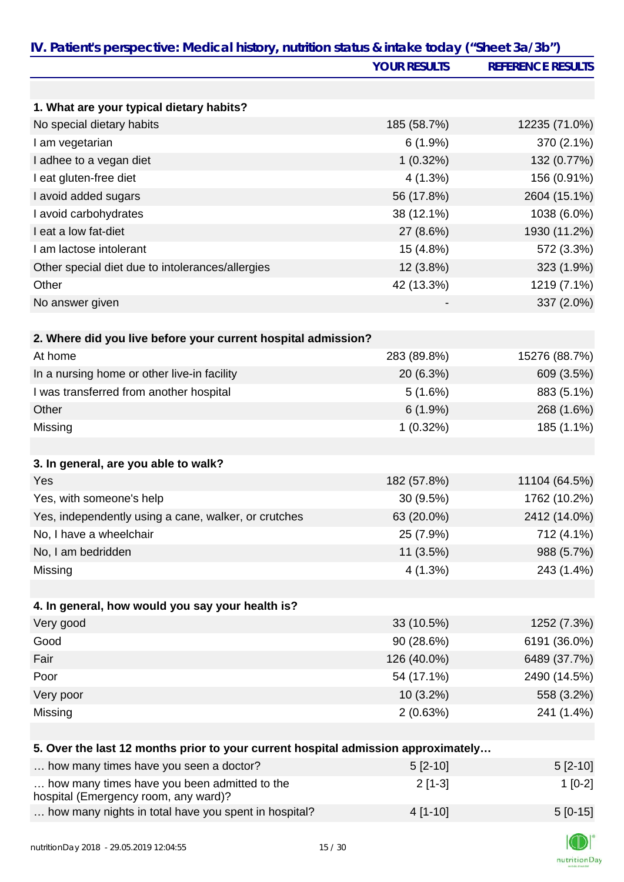## IV. Patient's perspective: Medical history, nutrition status & intake today ("Sheet 3a/3b")

| | YOUR RESULTS | REFERENCE RESULTS |
|---|---|---|
| **1. What are your typical dietary habits?** | | |
| No special dietary habits | 185 (58.7%) | 12235 (71.0%) |
| I am vegetarian | 6 (1.9%) | 370 (2.1%) |
| I adhee to a vegan diet | 1 (0.32%) | 132 (0.77%) |
| I eat gluten-free diet | 4 (1.3%) | 156 (0.91%) |
| I avoid added sugars | 56 (17.8%) | 2604 (15.1%) |
| I avoid carbohydrates | 38 (12.1%) | 1038 (6.0%) |
| I eat a low fat-diet | 27 (8.6%) | 1930 (11.2%) |
| I am lactose intolerant | 15 (4.8%) | 572 (3.3%) |
| Other special diet due to intolerances/allergies | 12 (3.8%) | 323 (1.9%) |
| Other | 42 (13.3%) | 1219 (7.1%) |
| No answer given | - | 337 (2.0%) |
| **2. Where did you live before your current hospital admission?** | | |
| At home | 283 (89.8%) | 15276 (88.7%) |
| In a nursing home or other live-in facility | 20 (6.3%) | 609 (3.5%) |
| I was transferred from another hospital | 5 (1.6%) | 883 (5.1%) |
| Other | 6 (1.9%) | 268 (1.6%) |
| Missing | 1 (0.32%) | 185 (1.1%) |
| **3. In general, are you able to walk?** | | |
| Yes | 182 (57.8%) | 11104 (64.5%) |
| Yes, with someone's help | 30 (9.5%) | 1762 (10.2%) |
| Yes, independently using a cane, walker, or crutches | 63 (20.0%) | 2412 (14.0%) |
| No, I have a wheelchair | 25 (7.9%) | 712 (4.1%) |
| No, I am bedridden | 11 (3.5%) | 988 (5.7%) |
| Missing | 4 (1.3%) | 243 (1.4%) |
| **4. In general, how would you say your health is?** | | |
| Very good | 33 (10.5%) | 1252 (7.3%) |
| Good | 90 (28.6%) | 6191 (36.0%) |
| Fair | 126 (40.0%) | 6489 (37.7%) |
| Poor | 54 (17.1%) | 2490 (14.5%) |
| Very poor | 10 (3.2%) | 558 (3.2%) |
| Missing | 2 (0.63%) | 241 (1.4%) |
| **5. Over the last 12 months prior to your current hospital admission approximately…** | | |
| … how many times have you seen a doctor? | 5 [2-10] | 5 [2-10] |
| … how many times have you been admitted to the hospital (Emergency room, any ward)? | 2 [1-3] | 1 [0-2] |
| … how many nights in total have you spent in hospital? | 4 [1-10] | 5 [0-15] |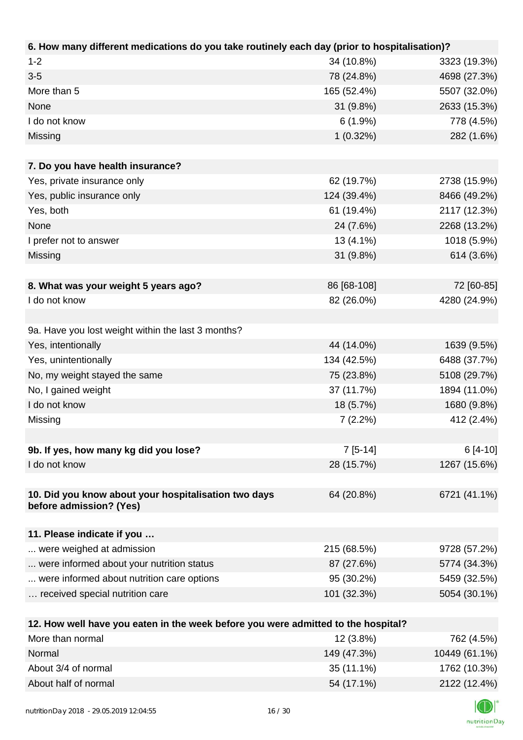| 6. How many different medications do you take routinely each day (prior to hospitalisation)? | | |
|---|---|---|
| 1-2 | 34 (10.8%) | 3323 (19.3%) |
| 3-5 | 78 (24.8%) | 4698 (27.3%) |
| More than 5 | 165 (52.4%) | 5507 (32.0%) |
| None | 31 (9.8%) | 2633 (15.3%) |
| I do not know | 6 (1.9%) | 778 (4.5%) |
| Missing | 1 (0.32%) | 282 (1.6%) |

| 7. Do you have health insurance? | | |
|---|---|---|
| Yes, private insurance only | 62 (19.7%) | 2738 (15.9%) |
| Yes, public insurance only | 124 (39.4%) | 8466 (49.2%) |
| Yes, both | 61 (19.4%) | 2117 (12.3%) |
| None | 24 (7.6%) | 2268 (13.2%) |
| I prefer not to answer | 13 (4.1%) | 1018 (5.9%) |
| Missing | 31 (9.8%) | 614 (3.6%) |

| 8. What was your weight 5 years ago? | 86 [68-108] | 72 [60-85] |
|---|---|---|
| I do not know | 82 (26.0%) | 4280 (24.9%) |

| 9a. Have you lost weight within the last 3 months? | | |
|---|---|---|
| Yes, intentionally | 44 (14.0%) | 1639 (9.5%) |
| Yes, unintentionally | 134 (42.5%) | 6488 (37.7%) |
| No, my weight stayed the same | 75 (23.8%) | 5108 (29.7%) |
| No, I gained weight | 37 (11.7%) | 1894 (11.0%) |
| I do not know | 18 (5.7%) | 1680 (9.8%) |
| Missing | 7 (2.2%) | 412 (2.4%) |

| 9b. If yes, how many kg did you lose? | 7 [5-14] | 6 [4-10] |
|---|---|---|
| I do not know | 28 (15.7%) | 1267 (15.6%) |

| 10. Did you know about your hospitalisation two days before admission? (Yes) | 64 (20.8%) | 6721 (41.1%) |
|---|---|---|

| 11. Please indicate if you … | | |
|---|---|---|
| ... were weighed at admission | 215 (68.5%) | 9728 (57.2%) |
| ... were informed about your nutrition status | 87 (27.6%) | 5774 (34.3%) |
| ... were informed about nutrition care options | 95 (30.2%) | 5459 (32.5%) |
| … received special nutrition care | 101 (32.3%) | 5054 (30.1%) |

| 12. How well have you eaten in the week before you were admitted to the hospital? | | |
|---|---|---|
| More than normal | 12 (3.8%) | 762 (4.5%) |
| Normal | 149 (47.3%) | 10449 (61.1%) |
| About 3/4 of normal | 35 (11.1%) | 1762 (10.3%) |
| About half of normal | 54 (17.1%) | 2122 (12.4%) |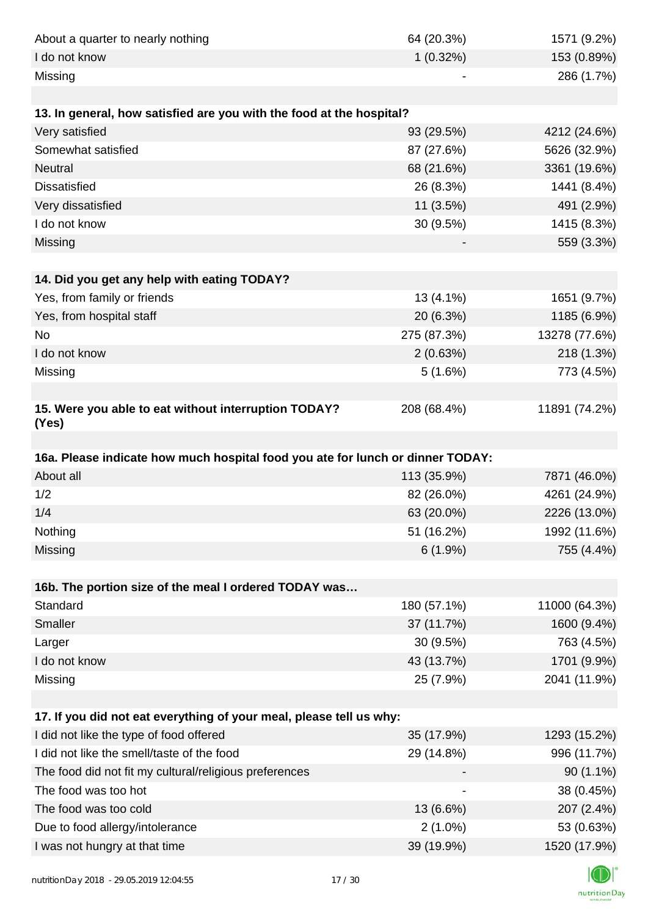| | | |
|---|---|---|
| About a quarter to nearly nothing | 64 (20.3%) | 1571 (9.2%) |
| I do not know | 1 (0.32%) | 153 (0.89%) |
| Missing | - | 286 (1.7%) |

| **13. In general, how satisfied are you with the food at the hospital?** | | |
|---|---|---|
| Very satisfied | 93 (29.5%) | 4212 (24.6%) |
| Somewhat satisfied | 87 (27.6%) | 5626 (32.9%) |
| Neutral | 68 (21.6%) | 3361 (19.6%) |
| Dissatisfied | 26 (8.3%) | 1441 (8.4%) |
| Very dissatisfied | 11 (3.5%) | 491 (2.9%) |
| I do not know | 30 (9.5%) | 1415 (8.3%) |
| Missing | - | 559 (3.3%) |

| **14. Did you get any help with eating TODAY?** | | |
|---|---|---|
| Yes, from family or friends | 13 (4.1%) | 1651 (9.7%) |
| Yes, from hospital staff | 20 (6.3%) | 1185 (6.9%) |
| No | 275 (87.3%) | 13278 (77.6%) |
| I do not know | 2 (0.63%) | 218 (1.3%) |
| Missing | 5 (1.6%) | 773 (4.5%) |

| **15. Were you able to eat without interruption TODAY? (Yes)** | 208 (68.4%) | 11891 (74.2%) |
|---|---|---|

| **16a. Please indicate how much hospital food you ate for lunch or dinner TODAY:** | | |
|---|---|---|
| About all | 113 (35.9%) | 7871 (46.0%) |
| 1/2 | 82 (26.0%) | 4261 (24.9%) |
| 1/4 | 63 (20.0%) | 2226 (13.0%) |
| Nothing | 51 (16.2%) | 1992 (11.6%) |
| Missing | 6 (1.9%) | 755 (4.4%) |

| **16b. The portion size of the meal I ordered TODAY was…** | | |
|---|---|---|
| Standard | 180 (57.1%) | 11000 (64.3%) |
| Smaller | 37 (11.7%) | 1600 (9.4%) |
| Larger | 30 (9.5%) | 763 (4.5%) |
| I do not know | 43 (13.7%) | 1701 (9.9%) |
| Missing | 25 (7.9%) | 2041 (11.9%) |

| **17. If you did not eat everything of your meal, please tell us why:** | | |
|---|---|---|
| I did not like the type of food offered | 35 (17.9%) | 1293 (15.2%) |
| I did not like the smell/taste of the food | 29 (14.8%) | 996 (11.7%) |
| The food did not fit my cultural/religious preferences | - | 90 (1.1%) |
| The food was too hot | - | 38 (0.45%) |
| The food was too cold | 13 (6.6%) | 207 (2.4%) |
| Due to food allergy/intolerance | 2 (1.0%) | 53 (0.63%) |
| I was not hungry at that time | 39 (19.9%) | 1520 (17.9%) |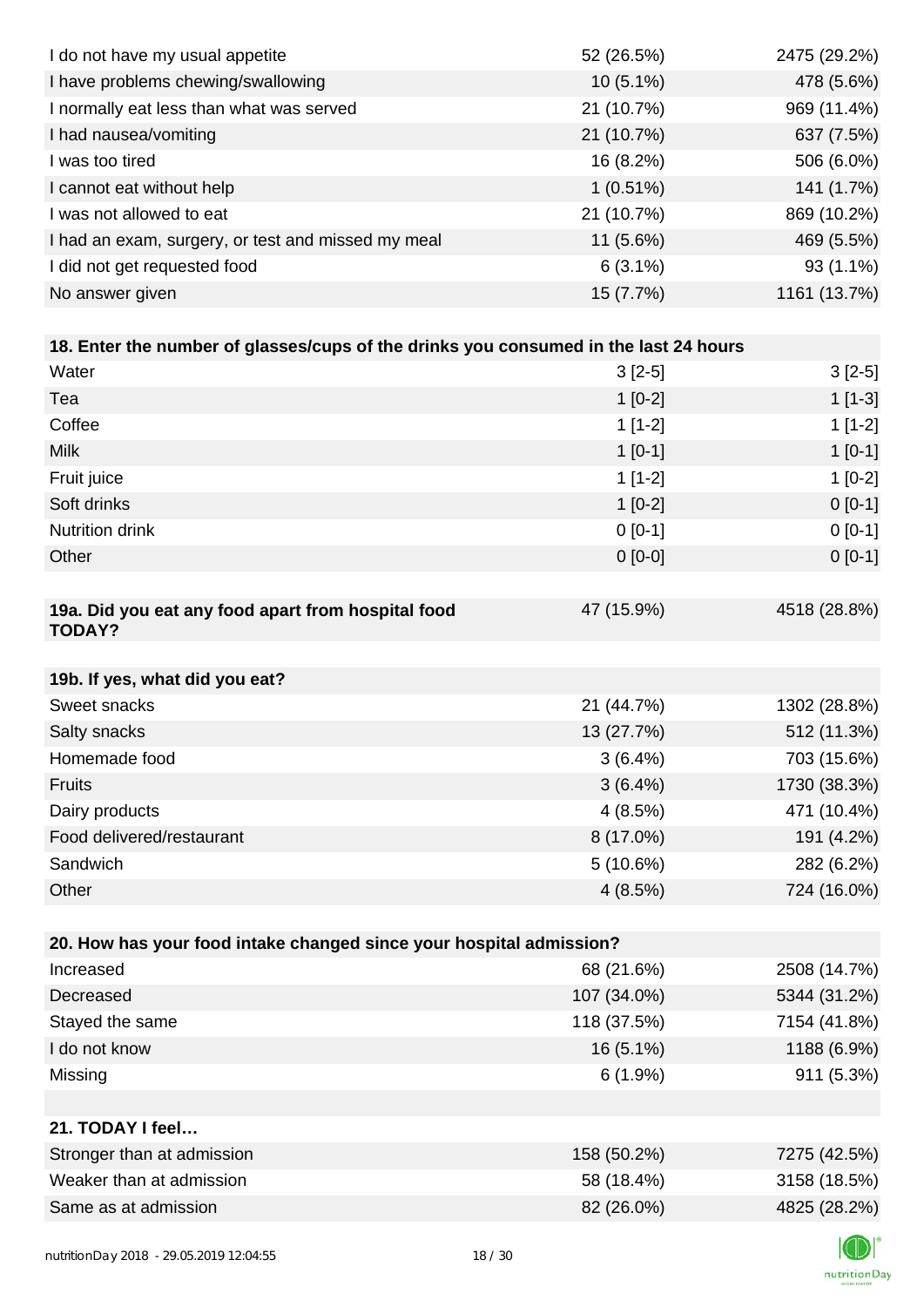| | | |
|---|---|---|
| I do not have my usual appetite | 52 (26.5%) | 2475 (29.2%) |
| I have problems chewing/swallowing | 10 (5.1%) | 478 (5.6%) |
| I normally eat less than what was served | 21 (10.7%) | 969 (11.4%) |
| I had nausea/vomiting | 21 (10.7%) | 637 (7.5%) |
| I was too tired | 16 (8.2%) | 506 (6.0%) |
| I cannot eat without help | 1 (0.51%) | 141 (1.7%) |
| I was not allowed to eat | 21 (10.7%) | 869 (10.2%) |
| I had an exam, surgery, or test and missed my meal | 11 (5.6%) | 469 (5.5%) |
| I did not get requested food | 6 (3.1%) | 93 (1.1%) |
| No answer given | 15 (7.7%) | 1161 (13.7%) |

| **18. Enter the number of glasses/cups of the drinks you consumed in the last 24 hours** | | |
|---|---|---|
| Water | 3 [2-5] | 3 [2-5] |
| Tea | 1 [0-2] | 1 [1-3] |
| Coffee | 1 [1-2] | 1 [1-2] |
| Milk | 1 [0-1] | 1 [0-1] |
| Fruit juice | 1 [1-2] | 1 [0-2] |
| Soft drinks | 1 [0-2] | 0 [0-1] |
| Nutrition drink | 0 [0-1] | 0 [0-1] |
| Other | 0 [0-0] | 0 [0-1] |

| **19a. Did you eat any food apart from hospital food TODAY?** | 47 (15.9%) | 4518 (28.8%) |
|---|---|---|

| **19b. If yes, what did you eat?** | | |
|---|---|---|
| Sweet snacks | 21 (44.7%) | 1302 (28.8%) |
| Salty snacks | 13 (27.7%) | 512 (11.3%) |
| Homemade food | 3 (6.4%) | 703 (15.6%) |
| Fruits | 3 (6.4%) | 1730 (38.3%) |
| Dairy products | 4 (8.5%) | 471 (10.4%) |
| Food delivered/restaurant | 8 (17.0%) | 191 (4.2%) |
| Sandwich | 5 (10.6%) | 282 (6.2%) |
| Other | 4 (8.5%) | 724 (16.0%) |

| **20. How has your food intake changed since your hospital admission?** | | |
|---|---|---|
| Increased | 68 (21.6%) | 2508 (14.7%) |
| Decreased | 107 (34.0%) | 5344 (31.2%) |
| Stayed the same | 118 (37.5%) | 7154 (41.8%) |
| I do not know | 16 (5.1%) | 1188 (6.9%) |
| Missing | 6 (1.9%) | 911 (5.3%) |

| **21. TODAY I feel…** | | |
|---|---|---|
| Stronger than at admission | 158 (50.2%) | 7275 (42.5%) |
| Weaker than at admission | 58 (18.4%) | 3158 (18.5%) |
| Same as at admission | 82 (26.0%) | 4825 (28.2%) |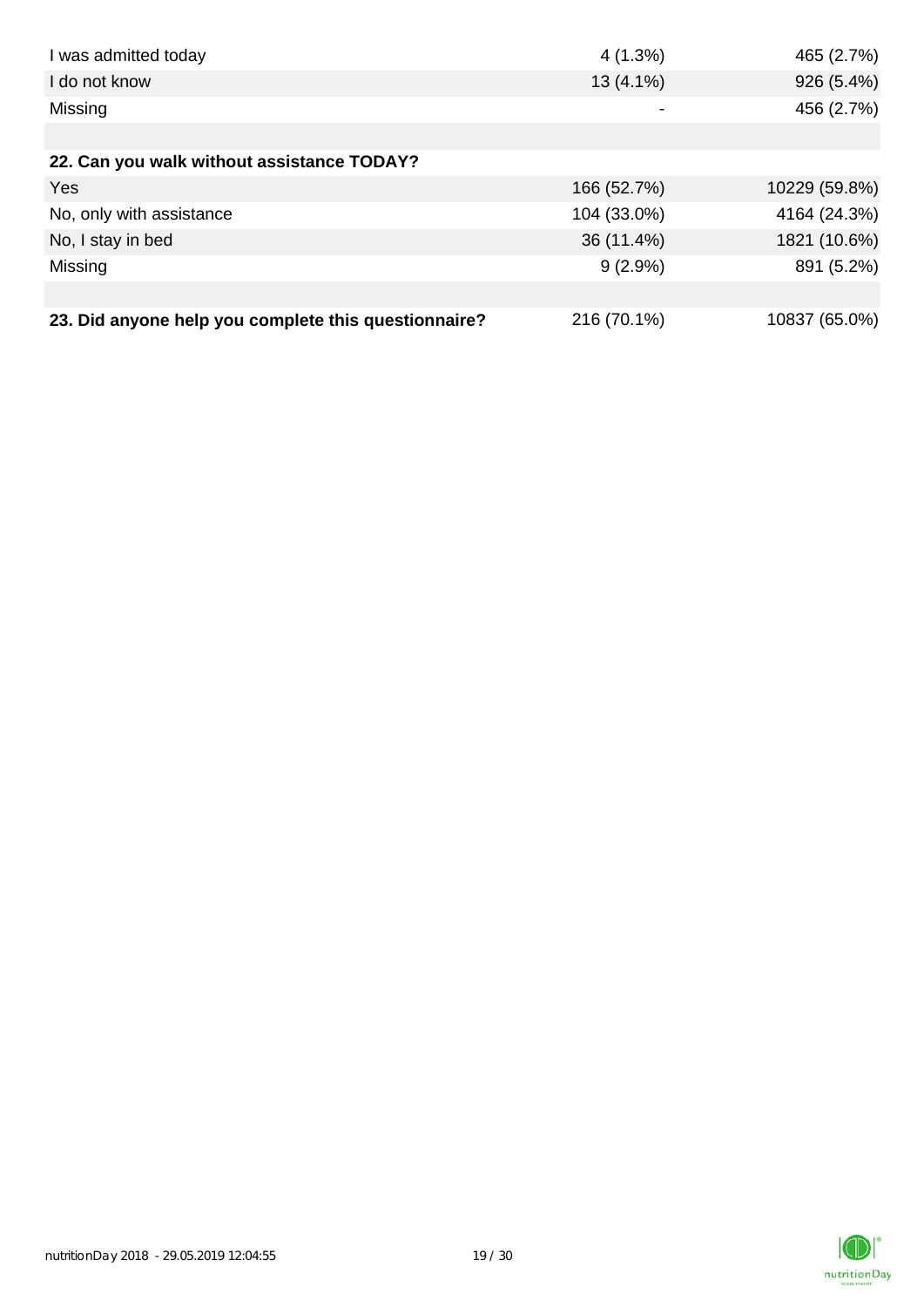| | | |
|---|---|---|
| I was admitted today | 4 (1.3%) | 465 (2.7%) |
| I do not know | 13 (4.1%) | 926 (5.4%) |
| Missing | - | 456 (2.7%) |
| | | |
| **22. Can you walk without assistance TODAY?** | | |
| Yes | 166 (52.7%) | 10229 (59.8%) |
| No, only with assistance | 104 (33.0%) | 4164 (24.3%) |
| No, I stay in bed | 36 (11.4%) | 1821 (10.6%) |
| Missing | 9 (2.9%) | 891 (5.2%) |
| | | |
| **23. Did anyone help you complete this questionnaire?** | 216 (70.1%) | 10837 (65.0%) |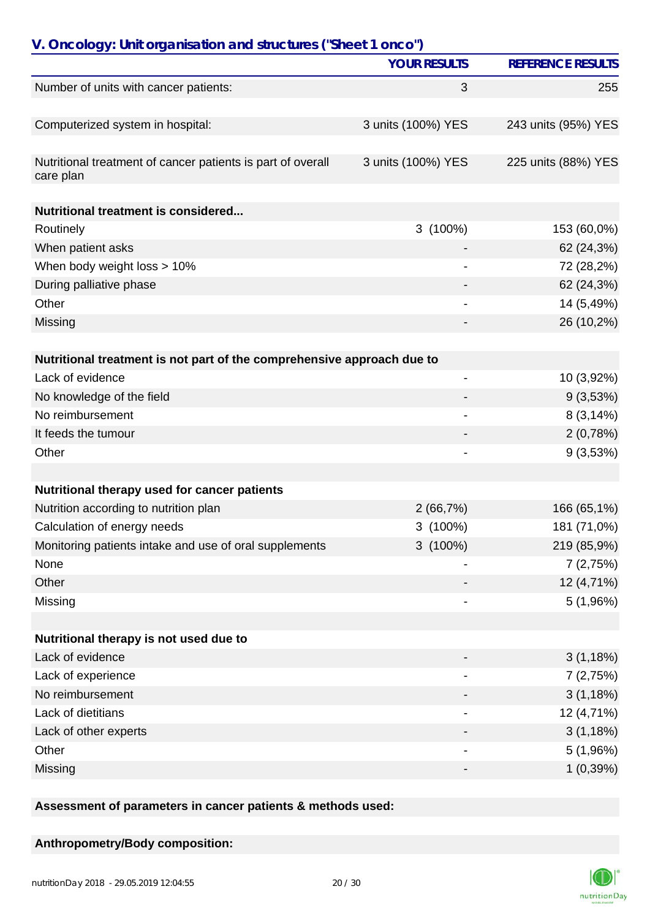## V. Oncology: Unit organisation and structures ("Sheet 1 onco")

| | YOUR RESULTS | REFERENCE RESULTS |
|---|---|---|
| Number of units with cancer patients: | 3 | 255 |
| | | |
| Computerized system in hospital: | 3 units (100%) YES | 243 units (95%) YES |
| | | |
| Nutritional treatment of cancer patients is part of overall care plan | 3 units (100%) YES | 225 units (88%) YES |
| | | |
| **Nutritional treatment is considered...** | | |
| Routinely | 3 (100%) | 153 (60,0%) |
| When patient asks | - | 62 (24,3%) |
| When body weight loss > 10% | - | 72 (28,2%) |
| During palliative phase | - | 62 (24,3%) |
| Other | - | 14 (5,49%) |
| Missing | - | 26 (10,2%) |
| | | |
| **Nutritional treatment is not part of the comprehensive approach due to** | | |
| Lack of evidence | - | 10 (3,92%) |
| No knowledge of the field | - | 9 (3,53%) |
| No reimbursement | - | 8 (3,14%) |
| It feeds the tumour | - | 2 (0,78%) |
| Other | - | 9 (3,53%) |
| | | |
| **Nutritional therapy used for cancer patients** | | |
| Nutrition according to nutrition plan | 2 (66,7%) | 166 (65,1%) |
| Calculation of energy needs | 3 (100%) | 181 (71,0%) |
| Monitoring patients intake and use of oral supplements | 3 (100%) | 219 (85,9%) |
| None | - | 7 (2,75%) |
| Other | - | 12 (4,71%) |
| Missing | - | 5 (1,96%) |
| | | |
| **Nutritional therapy is not used due to** | | |
| Lack of evidence | - | 3 (1,18%) |
| Lack of experience | - | 7 (2,75%) |
| No reimbursement | - | 3 (1,18%) |
| Lack of dietitians | - | 12 (4,71%) |
| Lack of other experts | - | 3 (1,18%) |
| Other | - | 5 (1,96%) |
| Missing | - | 1 (0,39%) |

**Assessment of parameters in cancer patients & methods used:**

**Anthropometry/Body composition:**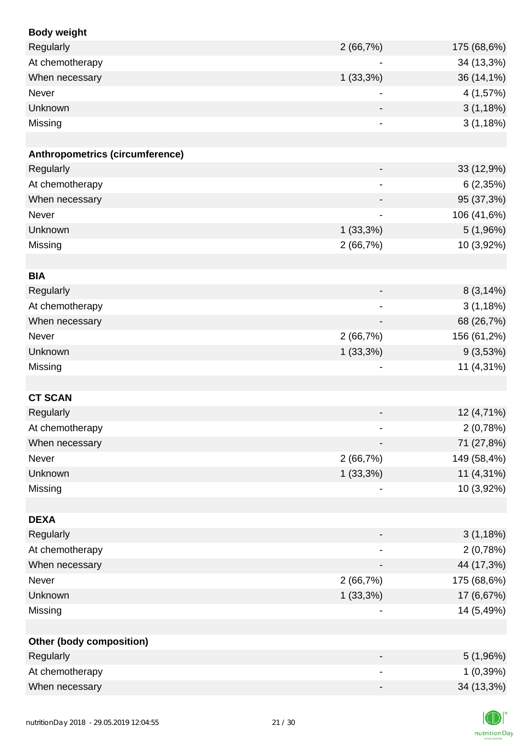| **Body weight** | | |
|---|---|---|
| Regularly | 2 (66,7%) | 175 (68,6%) |
| At chemotherapy | - | 34 (13,3%) |
| When necessary | 1 (33,3%) | 36 (14,1%) |
| Never | - | 4 (1,57%) |
| Unknown | - | 3 (1,18%) |
| Missing | - | 3 (1,18%) |
| | | |
| **Anthropometrics (circumference)** | | |
| Regularly | - | 33 (12,9%) |
| At chemotherapy | - | 6 (2,35%) |
| When necessary | - | 95 (37,3%) |
| Never | - | 106 (41,6%) |
| Unknown | 1 (33,3%) | 5 (1,96%) |
| Missing | 2 (66,7%) | 10 (3,92%) |
| | | |
| **BIA** | | |
| Regularly | - | 8 (3,14%) |
| At chemotherapy | - | 3 (1,18%) |
| When necessary | - | 68 (26,7%) |
| Never | 2 (66,7%) | 156 (61,2%) |
| Unknown | 1 (33,3%) | 9 (3,53%) |
| Missing | - | 11 (4,31%) |
| | | |
| **CT SCAN** | | |
| Regularly | - | 12 (4,71%) |
| At chemotherapy | - | 2 (0,78%) |
| When necessary | - | 71 (27,8%) |
| Never | 2 (66,7%) | 149 (58,4%) |
| Unknown | 1 (33,3%) | 11 (4,31%) |
| Missing | - | 10 (3,92%) |
| | | |
| **DEXA** | | |
| Regularly | - | 3 (1,18%) |
| At chemotherapy | - | 2 (0,78%) |
| When necessary | - | 44 (17,3%) |
| Never | 2 (66,7%) | 175 (68,6%) |
| Unknown | 1 (33,3%) | 17 (6,67%) |
| Missing | - | 14 (5,49%) |
| | | |
| **Other (body composition)** | | |
| Regularly | - | 5 (1,96%) |
| At chemotherapy | - | 1 (0,39%) |
| When necessary | - | 34 (13,3%) |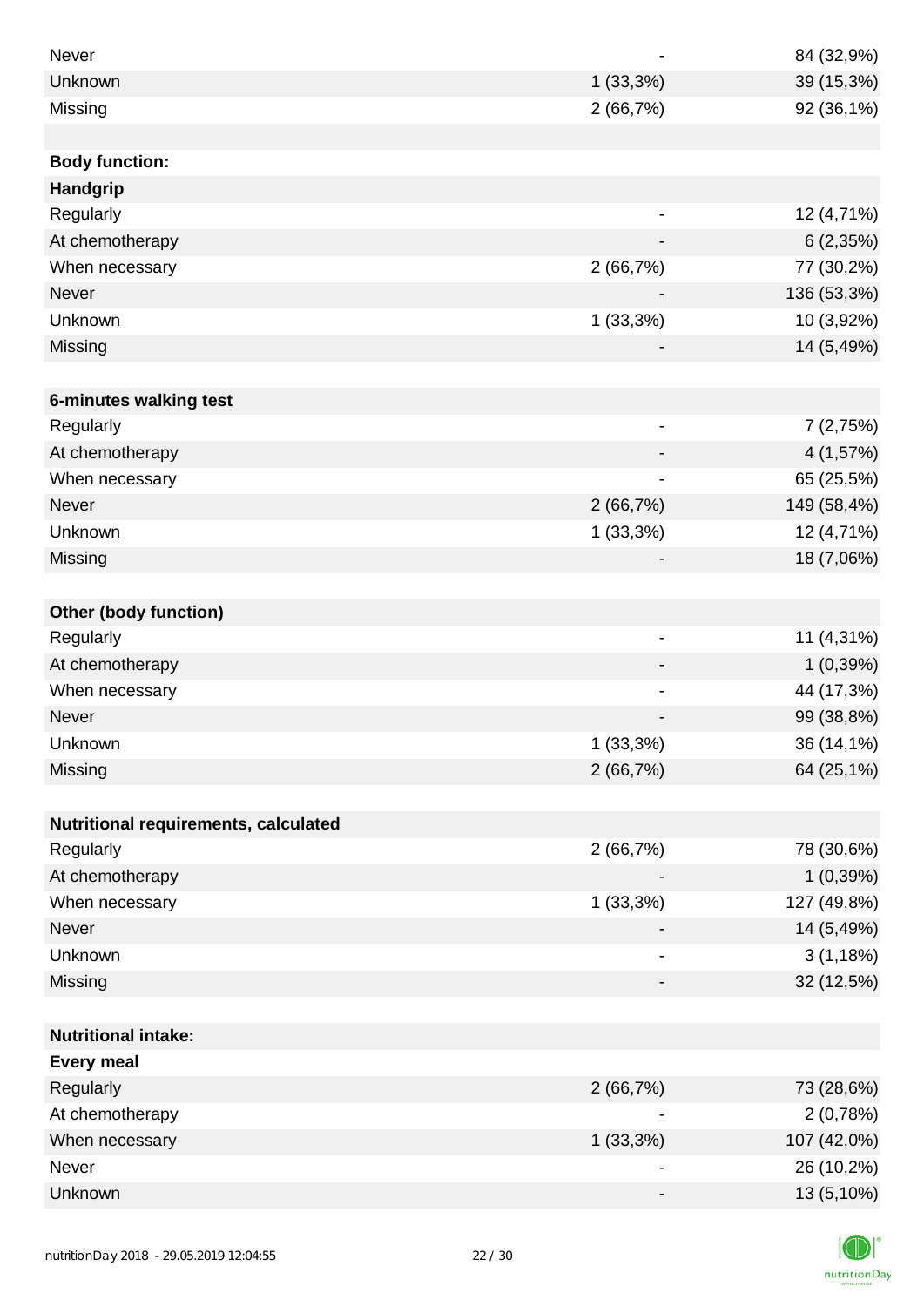| | | |
|---|---|---|
| Never | - | 84 (32,9%) |
| Unknown | 1 (33,3%) | 39 (15,3%) |
| Missing | 2 (66,7%) | 92 (36,1%) |
| | | |
| **Body function:** | | |
| **Handgrip** | | |
| Regularly | - | 12 (4,71%) |
| At chemotherapy | - | 6 (2,35%) |
| When necessary | 2 (66,7%) | 77 (30,2%) |
| Never | - | 136 (53,3%) |
| Unknown | 1 (33,3%) | 10 (3,92%) |
| Missing | - | 14 (5,49%) |
| | | |
| **6-minutes walking test** | | |
| Regularly | - | 7 (2,75%) |
| At chemotherapy | - | 4 (1,57%) |
| When necessary | - | 65 (25,5%) |
| Never | 2 (66,7%) | 149 (58,4%) |
| Unknown | 1 (33,3%) | 12 (4,71%) |
| Missing | - | 18 (7,06%) |
| | | |
| **Other (body function)** | | |
| Regularly | - | 11 (4,31%) |
| At chemotherapy | - | 1 (0,39%) |
| When necessary | - | 44 (17,3%) |
| Never | - | 99 (38,8%) |
| Unknown | 1 (33,3%) | 36 (14,1%) |
| Missing | 2 (66,7%) | 64 (25,1%) |
| | | |
| **Nutritional requirements, calculated** | | |
| Regularly | 2 (66,7%) | 78 (30,6%) |
| At chemotherapy | - | 1 (0,39%) |
| When necessary | 1 (33,3%) | 127 (49,8%) |
| Never | - | 14 (5,49%) |
| Unknown | - | 3 (1,18%) |
| Missing | - | 32 (12,5%) |
| | | |
| **Nutritional intake:** | | |
| **Every meal** | | |
| Regularly | 2 (66,7%) | 73 (28,6%) |
| At chemotherapy | - | 2 (0,78%) |
| When necessary | 1 (33,3%) | 107 (42,0%) |
| Never | - | 26 (10,2%) |
| Unknown | - | 13 (5,10%) |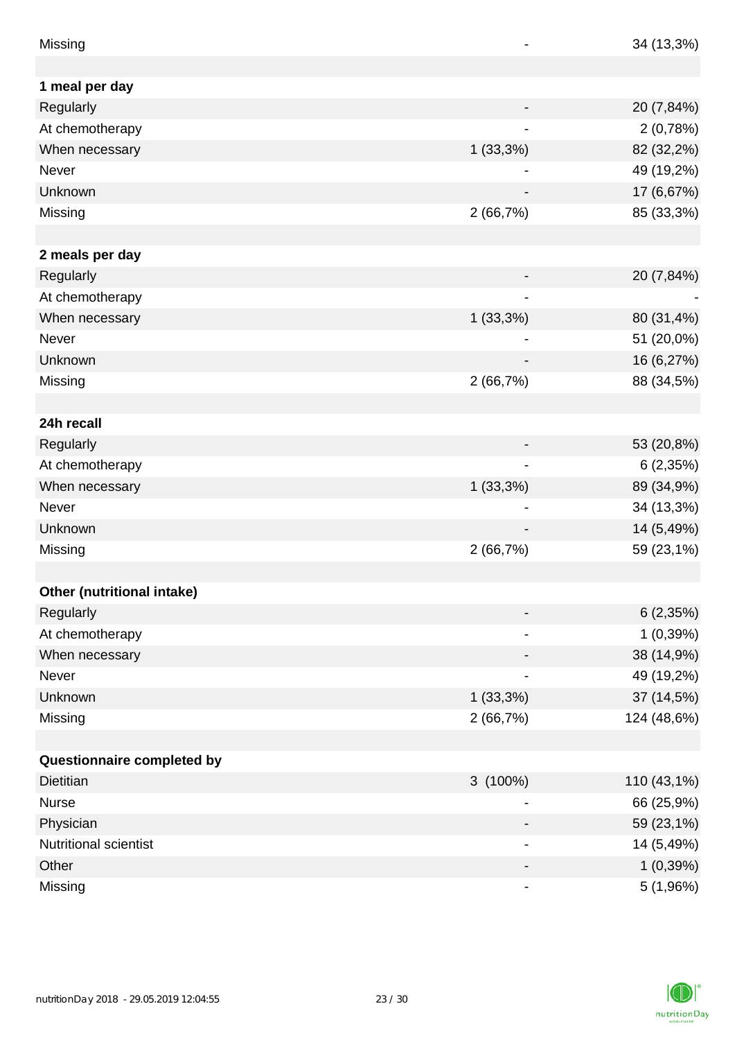| | | |
|---|---|---|
| Missing | - | 34 (13,3%) |
| | | |
| **1 meal per day** | | |
| Regularly | - | 20 (7,84%) |
| At chemotherapy | - | 2 (0,78%) |
| When necessary | 1 (33,3%) | 82 (32,2%) |
| Never | - | 49 (19,2%) |
| Unknown | - | 17 (6,67%) |
| Missing | 2 (66,7%) | 85 (33,3%) |
| | | |
| **2 meals per day** | | |
| Regularly | - | 20 (7,84%) |
| At chemotherapy | - | - |
| When necessary | 1 (33,3%) | 80 (31,4%) |
| Never | - | 51 (20,0%) |
| Unknown | - | 16 (6,27%) |
| Missing | 2 (66,7%) | 88 (34,5%) |
| | | |
| **24h recall** | | |
| Regularly | - | 53 (20,8%) |
| At chemotherapy | - | 6 (2,35%) |
| When necessary | 1 (33,3%) | 89 (34,9%) |
| Never | - | 34 (13,3%) |
| Unknown | - | 14 (5,49%) |
| Missing | 2 (66,7%) | 59 (23,1%) |
| | | |
| **Other (nutritional intake)** | | |
| Regularly | - | 6 (2,35%) |
| At chemotherapy | - | 1 (0,39%) |
| When necessary | - | 38 (14,9%) |
| Never | - | 49 (19,2%) |
| Unknown | 1 (33,3%) | 37 (14,5%) |
| Missing | 2 (66,7%) | 124 (48,6%) |
| | | |
| **Questionnaire completed by** | | |
| Dietitian | 3 (100%) | 110 (43,1%) |
| Nurse | - | 66 (25,9%) |
| Physician | - | 59 (23,1%) |
| Nutritional scientist | - | 14 (5,49%) |
| Other | - | 1 (0,39%) |
| Missing | - | 5 (1,96%) |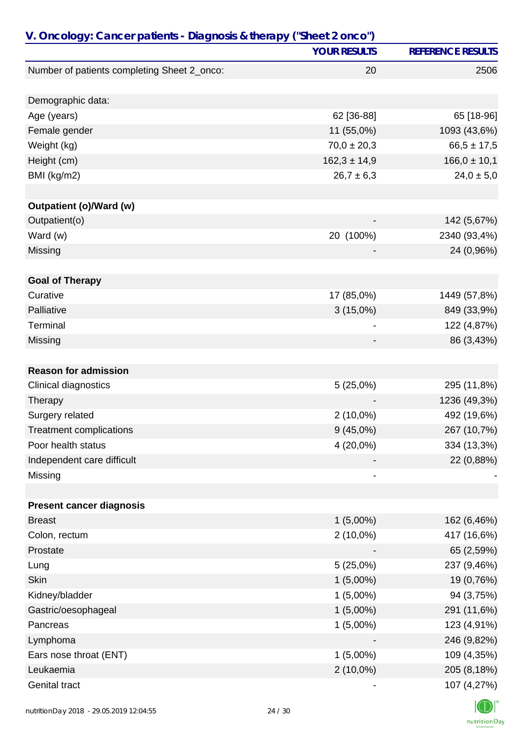## V. Oncology: Cancer patients - Diagnosis & therapy ("Sheet 2 onco")

| | YOUR RESULTS | REFERENCE RESULTS |
|---|---|---|
| Number of patients completing Sheet 2_onco: | 20 | 2506 |
| | | |
| Demographic data: | | |
| Age (years) | 62 [36-88] | 65 [18-96] |
| Female gender | 11 (55,0%) | 1093 (43,6%) |
| Weight (kg) | 70,0 ± 20,3 | 66,5 ± 17,5 |
| Height (cm) | 162,3 ± 14,9 | 166,0 ± 10,1 |
| BMI (kg/m2) | 26,7 ± 6,3 | 24,0 ± 5,0 |
| | | |
| **Outpatient (o)/Ward (w)** | | |
| Outpatient(o) | - | 142 (5,67%) |
| Ward (w) | 20 (100%) | 2340 (93,4%) |
| Missing | - | 24 (0,96%) |
| | | |
| **Goal of Therapy** | | |
| Curative | 17 (85,0%) | 1449 (57,8%) |
| Palliative | 3 (15,0%) | 849 (33,9%) |
| Terminal | - | 122 (4,87%) |
| Missing | - | 86 (3,43%) |
| | | |
| **Reason for admission** | | |
| Clinical diagnostics | 5 (25,0%) | 295 (11,8%) |
| Therapy | - | 1236 (49,3%) |
| Surgery related | 2 (10,0%) | 492 (19,6%) |
| Treatment complications | 9 (45,0%) | 267 (10,7%) |
| Poor health status | 4 (20,0%) | 334 (13,3%) |
| Independent care difficult | - | 22 (0,88%) |
| Missing | - | - |
| | | |
| **Present cancer diagnosis** | | |
| Breast | 1 (5,00%) | 162 (6,46%) |
| Colon, rectum | 2 (10,0%) | 417 (16,6%) |
| Prostate | - | 65 (2,59%) |
| Lung | 5 (25,0%) | 237 (9,46%) |
| Skin | 1 (5,00%) | 19 (0,76%) |
| Kidney/bladder | 1 (5,00%) | 94 (3,75%) |
| Gastric/oesophageal | 1 (5,00%) | 291 (11,6%) |
| Pancreas | 1 (5,00%) | 123 (4,91%) |
| Lymphoma | - | 246 (9,82%) |
| Ears nose throat (ENT) | 1 (5,00%) | 109 (4,35%) |
| Leukaemia | 2 (10,0%) | 205 (8,18%) |
| Genital tract | - | 107 (4,27%) |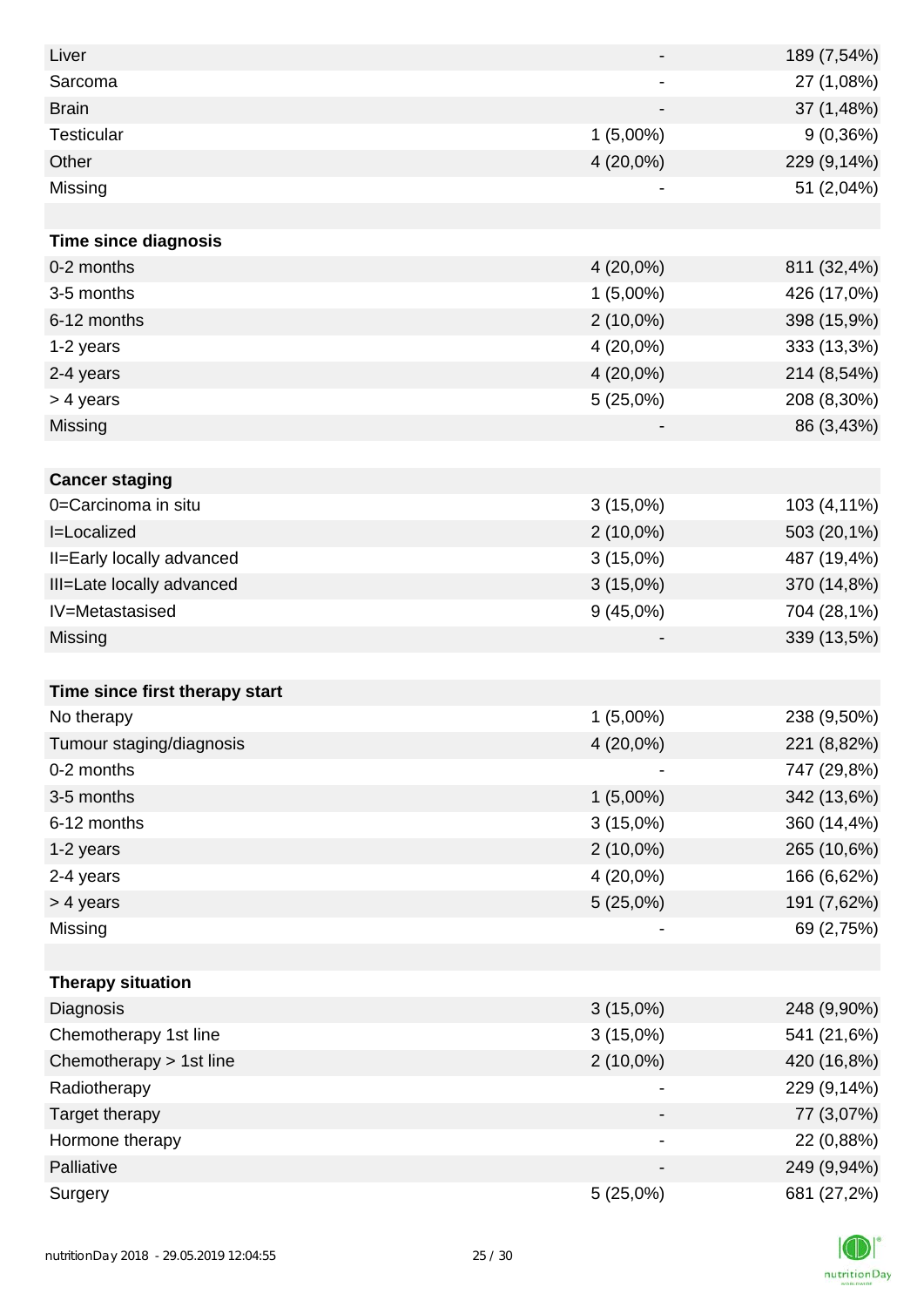| | | |
|---|---|---|
| Liver | - | 189 (7,54%) |
| Sarcoma | - | 27 (1,08%) |
| Brain | - | 37 (1,48%) |
| Testicular | 1 (5,00%) | 9 (0,36%) |
| Other | 4 (20,0%) | 229 (9,14%) |
| Missing | - | 51 (2,04%) |
| | | |
| **Time since diagnosis** | | |
| 0-2 months | 4 (20,0%) | 811 (32,4%) |
| 3-5 months | 1 (5,00%) | 426 (17,0%) |
| 6-12 months | 2 (10,0%) | 398 (15,9%) |
| 1-2 years | 4 (20,0%) | 333 (13,3%) |
| 2-4 years | 4 (20,0%) | 214 (8,54%) |
| > 4 years | 5 (25,0%) | 208 (8,30%) |
| Missing | - | 86 (3,43%) |
| | | |
| **Cancer staging** | | |
| 0=Carcinoma in situ | 3 (15,0%) | 103 (4,11%) |
| I=Localized | 2 (10,0%) | 503 (20,1%) |
| II=Early locally advanced | 3 (15,0%) | 487 (19,4%) |
| III=Late locally advanced | 3 (15,0%) | 370 (14,8%) |
| IV=Metastasised | 9 (45,0%) | 704 (28,1%) |
| Missing | - | 339 (13,5%) |
| | | |
| **Time since first therapy start** | | |
| No therapy | 1 (5,00%) | 238 (9,50%) |
| Tumour staging/diagnosis | 4 (20,0%) | 221 (8,82%) |
| 0-2 months | - | 747 (29,8%) |
| 3-5 months | 1 (5,00%) | 342 (13,6%) |
| 6-12 months | 3 (15,0%) | 360 (14,4%) |
| 1-2 years | 2 (10,0%) | 265 (10,6%) |
| 2-4 years | 4 (20,0%) | 166 (6,62%) |
| > 4 years | 5 (25,0%) | 191 (7,62%) |
| Missing | - | 69 (2,75%) |
| | | |
| **Therapy situation** | | |
| Diagnosis | 3 (15,0%) | 248 (9,90%) |
| Chemotherapy 1st line | 3 (15,0%) | 541 (21,6%) |
| Chemotherapy > 1st line | 2 (10,0%) | 420 (16,8%) |
| Radiotherapy | - | 229 (9,14%) |
| Target therapy | - | 77 (3,07%) |
| Hormone therapy | - | 22 (0,88%) |
| Palliative | - | 249 (9,94%) |
| Surgery | 5 (25,0%) | 681 (27,2%) |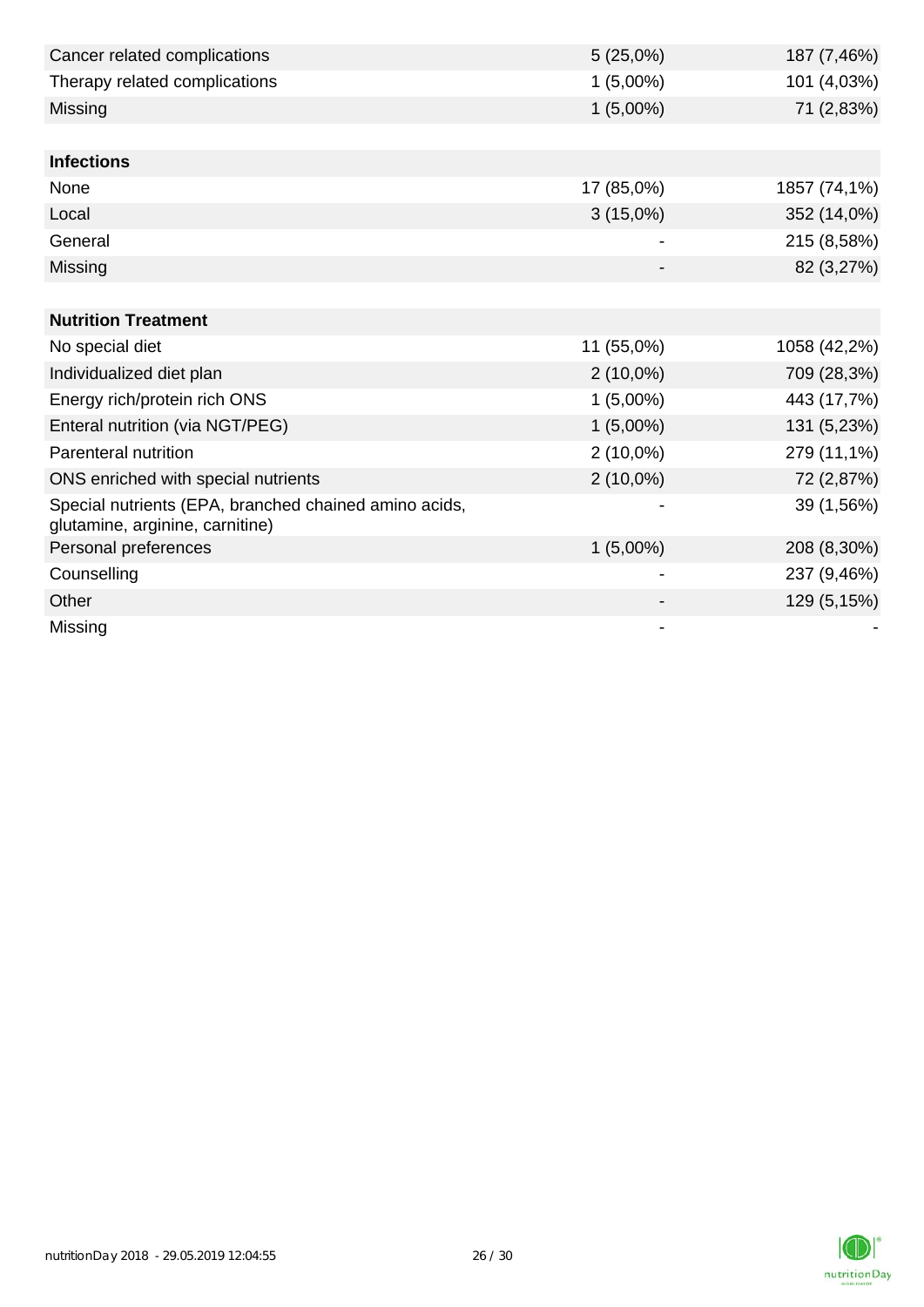| | | |
|---|---|---|
| Cancer related complications | 5 (25,0%) | 187 (7,46%) |
| Therapy related complications | 1 (5,00%) | 101 (4,03%) |
| Missing | 1 (5,00%) | 71 (2,83%) |

| **Infections** | | |
|---|---|---|
| None | 17 (85,0%) | 1857 (74,1%) |
| Local | 3 (15,0%) | 352 (14,0%) |
| General | - | 215 (8,58%) |
| Missing | - | 82 (3,27%) |

| **Nutrition Treatment** | | |
|---|---|---|
| No special diet | 11 (55,0%) | 1058 (42,2%) |
| Individualized diet plan | 2 (10,0%) | 709 (28,3%) |
| Energy rich/protein rich ONS | 1 (5,00%) | 443 (17,7%) |
| Enteral nutrition (via NGT/PEG) | 1 (5,00%) | 131 (5,23%) |
| Parenteral nutrition | 2 (10,0%) | 279 (11,1%) |
| ONS enriched with special nutrients | 2 (10,0%) | 72 (2,87%) |
| Special nutrients (EPA, branched chained amino acids, glutamine, arginine, carnitine) | - | 39 (1,56%) |
| Personal preferences | 1 (5,00%) | 208 (8,30%) |
| Counselling | - | 237 (9,46%) |
| Other | - | 129 (5,15%) |
| Missing | - | - |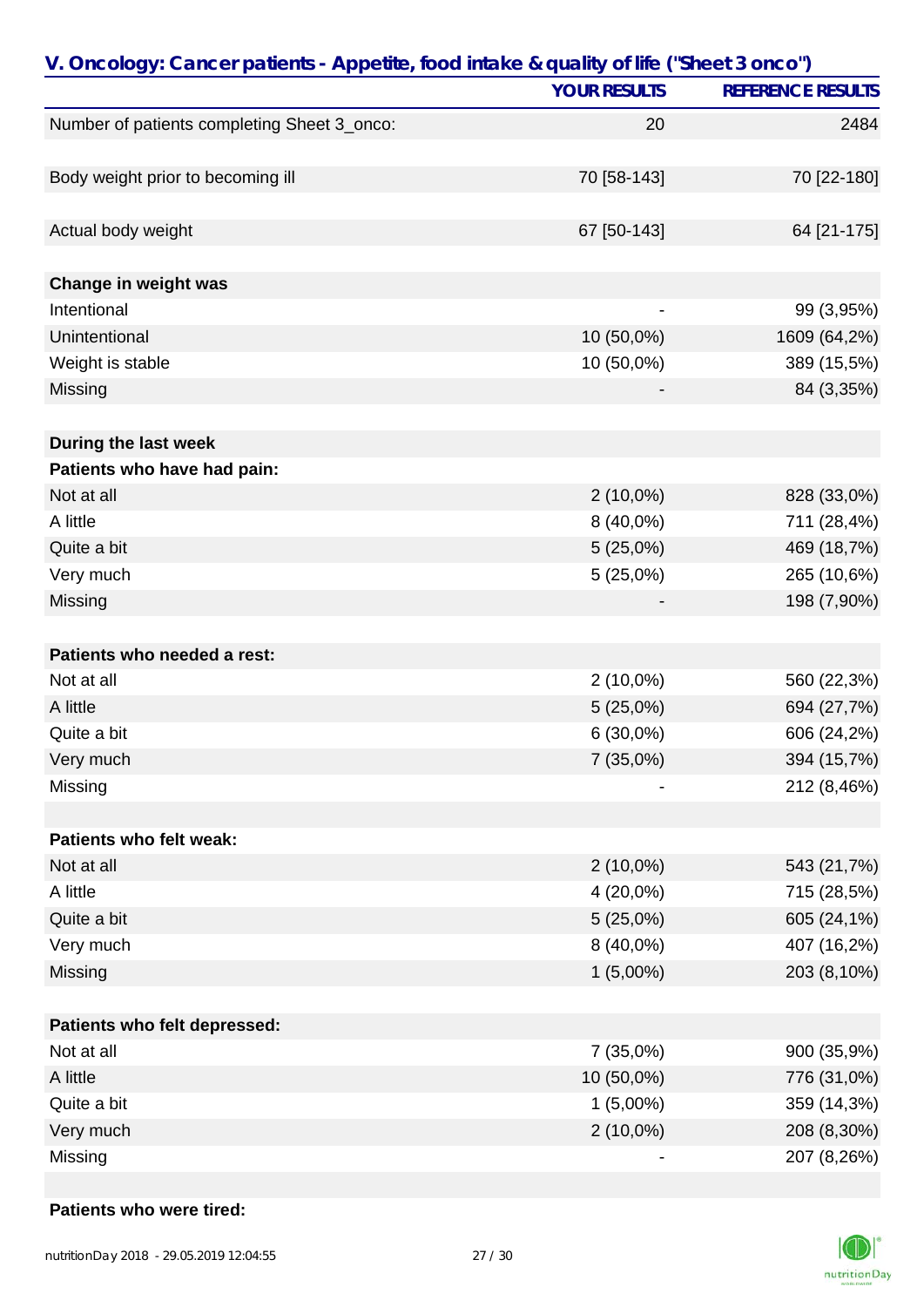## V. Oncology: Cancer patients - Appetite, food intake & quality of life ("Sheet 3 onco")

| | YOUR RESULTS | REFERENCE RESULTS |
|---|---|---|
| Number of patients completing Sheet 3_onco: | 20 | 2484 |
| | | |
| Body weight prior to becoming ill | 70 [58-143] | 70 [22-180] |
| | | |
| Actual body weight | 67 [50-143] | 64 [21-175] |
| | | |
| **Change in weight was** | | |
| Intentional | - | 99 (3,95%) |
| Unintentional | 10 (50,0%) | 1609 (64,2%) |
| Weight is stable | 10 (50,0%) | 389 (15,5%) |
| Missing | - | 84 (3,35%) |
| | | |
| **During the last week** | | |
| **Patients who have had pain:** | | |
| Not at all | 2 (10,0%) | 828 (33,0%) |
| A little | 8 (40,0%) | 711 (28,4%) |
| Quite a bit | 5 (25,0%) | 469 (18,7%) |
| Very much | 5 (25,0%) | 265 (10,6%) |
| Missing | - | 198 (7,90%) |
| | | |
| **Patients who needed a rest:** | | |
| Not at all | 2 (10,0%) | 560 (22,3%) |
| A little | 5 (25,0%) | 694 (27,7%) |
| Quite a bit | 6 (30,0%) | 606 (24,2%) |
| Very much | 7 (35,0%) | 394 (15,7%) |
| Missing | - | 212 (8,46%) |
| | | |
| **Patients who felt weak:** | | |
| Not at all | 2 (10,0%) | 543 (21,7%) |
| A little | 4 (20,0%) | 715 (28,5%) |
| Quite a bit | 5 (25,0%) | 605 (24,1%) |
| Very much | 8 (40,0%) | 407 (16,2%) |
| Missing | 1 (5,00%) | 203 (8,10%) |
| | | |
| **Patients who felt depressed:** | | |
| Not at all | 7 (35,0%) | 900 (35,9%) |
| A little | 10 (50,0%) | 776 (31,0%) |
| Quite a bit | 1 (5,00%) | 359 (14,3%) |
| Very much | 2 (10,0%) | 208 (8,30%) |
| Missing | - | 207 (8,26%) |
| | | |
| **Patients who were tired:** | | |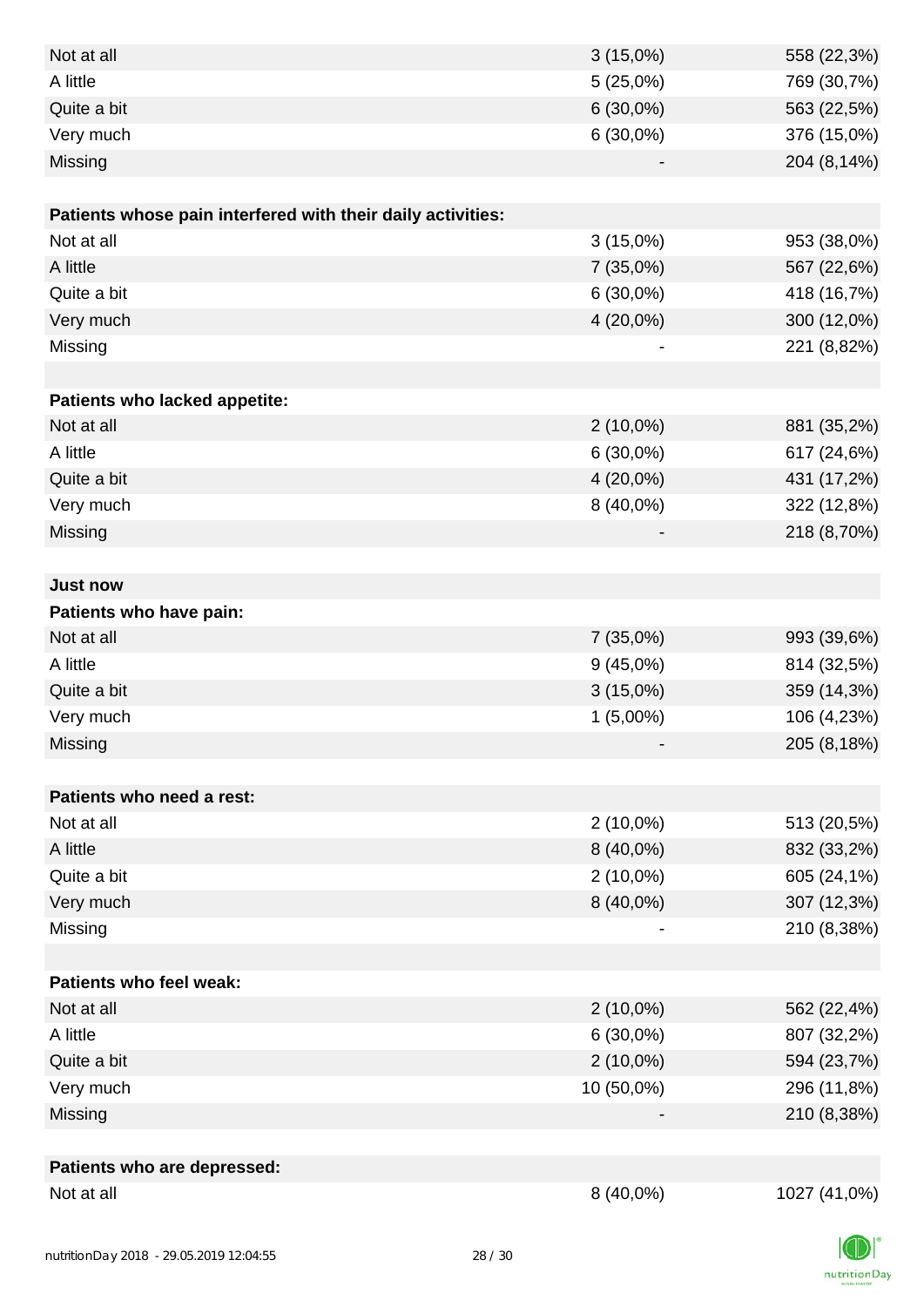| | | |
|---|---|---|
| Not at all | 3 (15,0%) | 558 (22,3%) |
| A little | 5 (25,0%) | 769 (30,7%) |
| Quite a bit | 6 (30,0%) | 563 (22,5%) |
| Very much | 6 (30,0%) | 376 (15,0%) |
| Missing | - | 204 (8,14%) |
| | | |
| **Patients whose pain interfered with their daily activities:** | | |
| Not at all | 3 (15,0%) | 953 (38,0%) |
| A little | 7 (35,0%) | 567 (22,6%) |
| Quite a bit | 6 (30,0%) | 418 (16,7%) |
| Very much | 4 (20,0%) | 300 (12,0%) |
| Missing | - | 221 (8,82%) |
| | | |
| **Patients who lacked appetite:** | | |
| Not at all | 2 (10,0%) | 881 (35,2%) |
| A little | 6 (30,0%) | 617 (24,6%) |
| Quite a bit | 4 (20,0%) | 431 (17,2%) |
| Very much | 8 (40,0%) | 322 (12,8%) |
| Missing | - | 218 (8,70%) |
| | | |
| **Just now** | | |
| **Patients who have pain:** | | |
| Not at all | 7 (35,0%) | 993 (39,6%) |
| A little | 9 (45,0%) | 814 (32,5%) |
| Quite a bit | 3 (15,0%) | 359 (14,3%) |
| Very much | 1 (5,00%) | 106 (4,23%) |
| Missing | - | 205 (8,18%) |
| | | |
| **Patients who need a rest:** | | |
| Not at all | 2 (10,0%) | 513 (20,5%) |
| A little | 8 (40,0%) | 832 (33,2%) |
| Quite a bit | 2 (10,0%) | 605 (24,1%) |
| Very much | 8 (40,0%) | 307 (12,3%) |
| Missing | - | 210 (8,38%) |
| | | |
| **Patients who feel weak:** | | |
| Not at all | 2 (10,0%) | 562 (22,4%) |
| A little | 6 (30,0%) | 807 (32,2%) |
| Quite a bit | 2 (10,0%) | 594 (23,7%) |
| Very much | 10 (50,0%) | 296 (11,8%) |
| Missing | - | 210 (8,38%) |
| | | |
| **Patients who are depressed:** | | |
| Not at all | 8 (40,0%) | 1027 (41,0%) |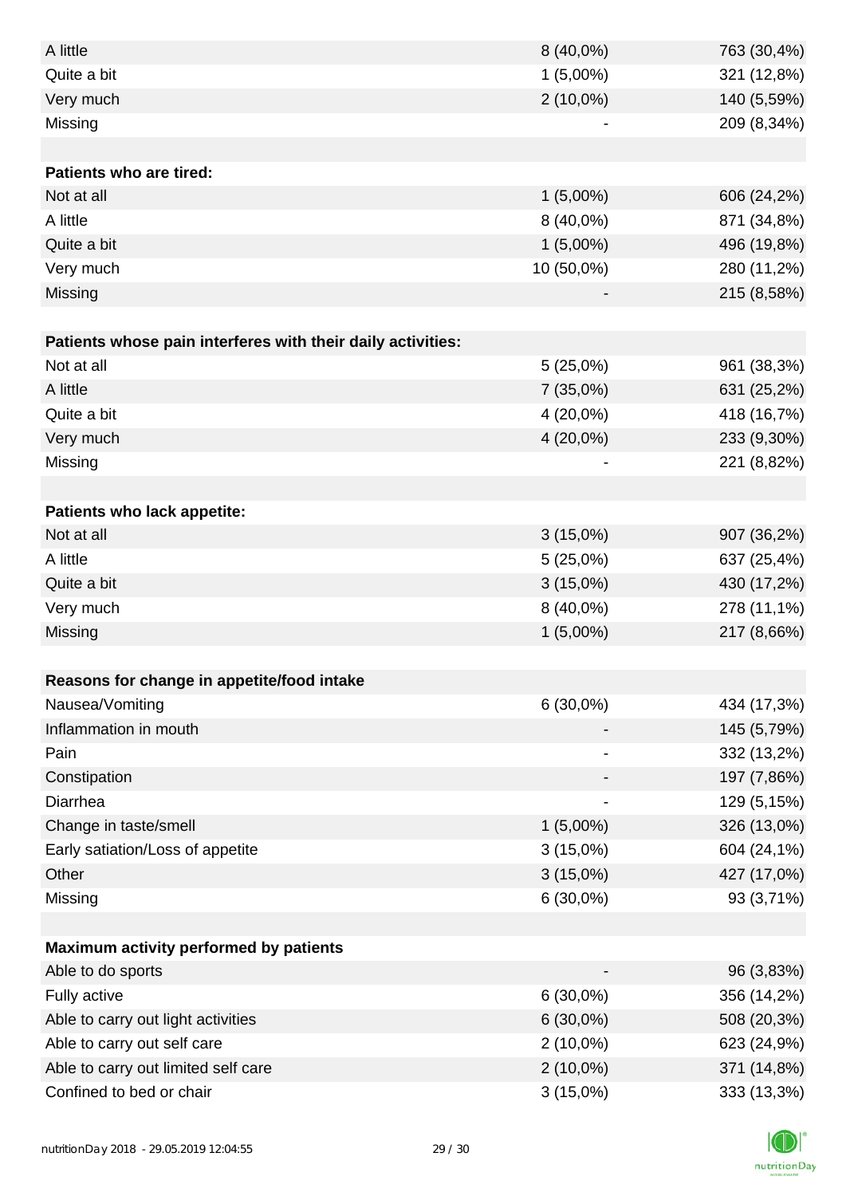| | | |
|---|---|---|
| A little | 8 (40,0%) | 763 (30,4%) |
| Quite a bit | 1 (5,00%) | 321 (12,8%) |
| Very much | 2 (10,0%) | 140 (5,59%) |
| Missing | - | 209 (8,34%) |
| | | |
| **Patients who are tired:** | | |
| Not at all | 1 (5,00%) | 606 (24,2%) |
| A little | 8 (40,0%) | 871 (34,8%) |
| Quite a bit | 1 (5,00%) | 496 (19,8%) |
| Very much | 10 (50,0%) | 280 (11,2%) |
| Missing | - | 215 (8,58%) |
| | | |
| **Patients whose pain interferes with their daily activities:** | | |
| Not at all | 5 (25,0%) | 961 (38,3%) |
| A little | 7 (35,0%) | 631 (25,2%) |
| Quite a bit | 4 (20,0%) | 418 (16,7%) |
| Very much | 4 (20,0%) | 233 (9,30%) |
| Missing | - | 221 (8,82%) |
| | | |
| **Patients who lack appetite:** | | |
| Not at all | 3 (15,0%) | 907 (36,2%) |
| A little | 5 (25,0%) | 637 (25,4%) |
| Quite a bit | 3 (15,0%) | 430 (17,2%) |
| Very much | 8 (40,0%) | 278 (11,1%) |
| Missing | 1 (5,00%) | 217 (8,66%) |
| | | |
| **Reasons for change in appetite/food intake** | | |
| Nausea/Vomiting | 6 (30,0%) | 434 (17,3%) |
| Inflammation in mouth | - | 145 (5,79%) |
| Pain | - | 332 (13,2%) |
| Constipation | - | 197 (7,86%) |
| Diarrhea | - | 129 (5,15%) |
| Change in taste/smell | 1 (5,00%) | 326 (13,0%) |
| Early satiation/Loss of appetite | 3 (15,0%) | 604 (24,1%) |
| Other | 3 (15,0%) | 427 (17,0%) |
| Missing | 6 (30,0%) | 93 (3,71%) |
| | | |
| **Maximum activity performed by patients** | | |
| Able to do sports | - | 96 (3,83%) |
| Fully active | 6 (30,0%) | 356 (14,2%) |
| Able to carry out light activities | 6 (30,0%) | 508 (20,3%) |
| Able to carry out self care | 2 (10,0%) | 623 (24,9%) |
| Able to carry out limited self care | 2 (10,0%) | 371 (14,8%) |
| Confined to bed or chair | 3 (15,0%) | 333 (13,3%) |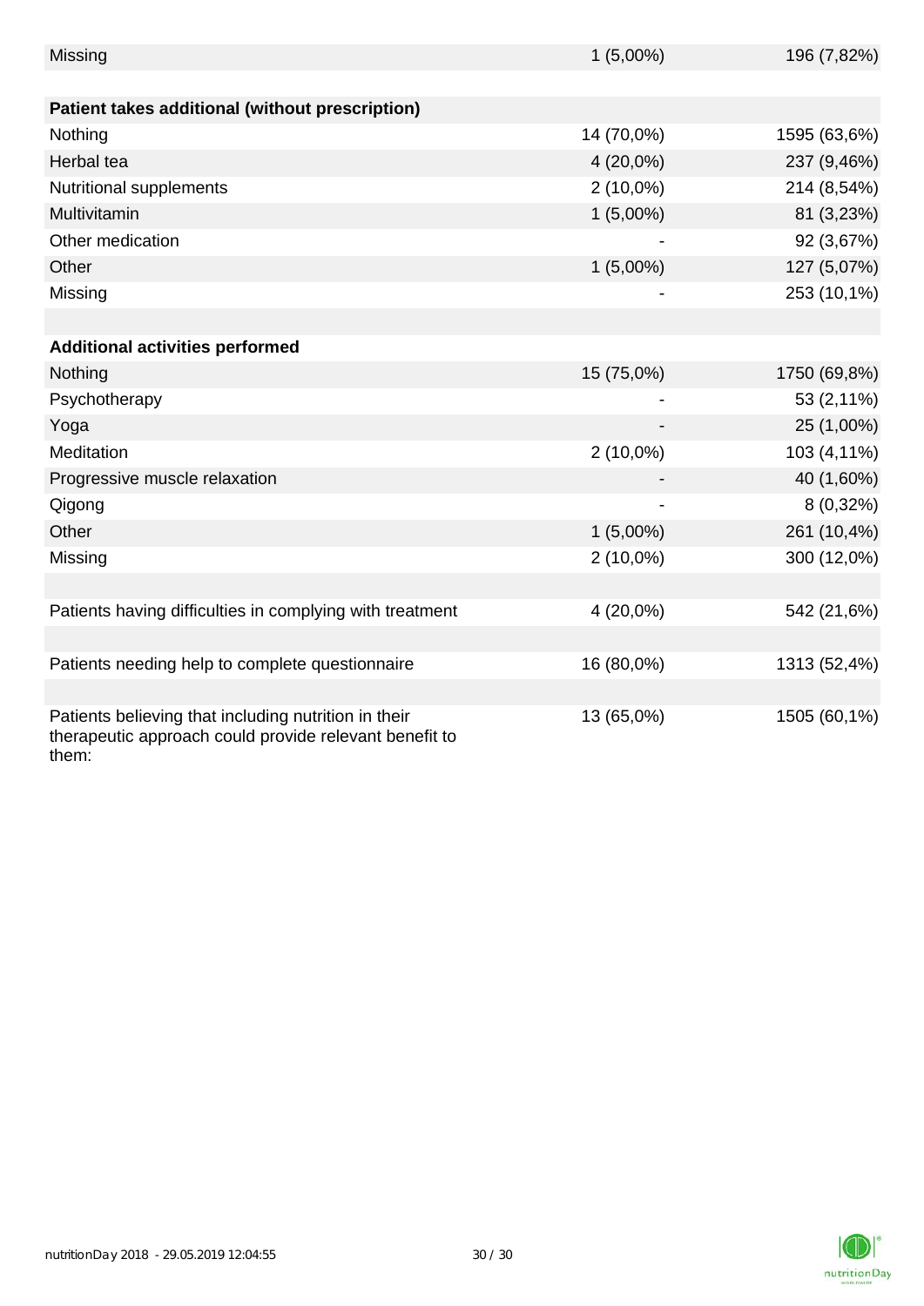| | | |
|---|---|---|
| Missing | 1 (5,00%) | 196 (7,82%) |
| | | |
| **Patient takes additional (without prescription)** | | |
| Nothing | 14 (70,0%) | 1595 (63,6%) |
| Herbal tea | 4 (20,0%) | 237 (9,46%) |
| Nutritional supplements | 2 (10,0%) | 214 (8,54%) |
| Multivitamin | 1 (5,00%) | 81 (3,23%) |
| Other medication | - | 92 (3,67%) |
| Other | 1 (5,00%) | 127 (5,07%) |
| Missing | - | 253 (10,1%) |
| | | |
| **Additional activities performed** | | |
| Nothing | 15 (75,0%) | 1750 (69,8%) |
| Psychotherapy | - | 53 (2,11%) |
| Yoga | - | 25 (1,00%) |
| Meditation | 2 (10,0%) | 103 (4,11%) |
| Progressive muscle relaxation | - | 40 (1,60%) |
| Qigong | - | 8 (0,32%) |
| Other | 1 (5,00%) | 261 (10,4%) |
| Missing | 2 (10,0%) | 300 (12,0%) |
| | | |
| Patients having difficulties in complying with treatment | 4 (20,0%) | 542 (21,6%) |
| | | |
| Patients needing help to complete questionnaire | 16 (80,0%) | 1313 (52,4%) |
| | | |
| Patients believing that including nutrition in their therapeutic approach could provide relevant benefit to them: | 13 (65,0%) | 1505 (60,1%) |